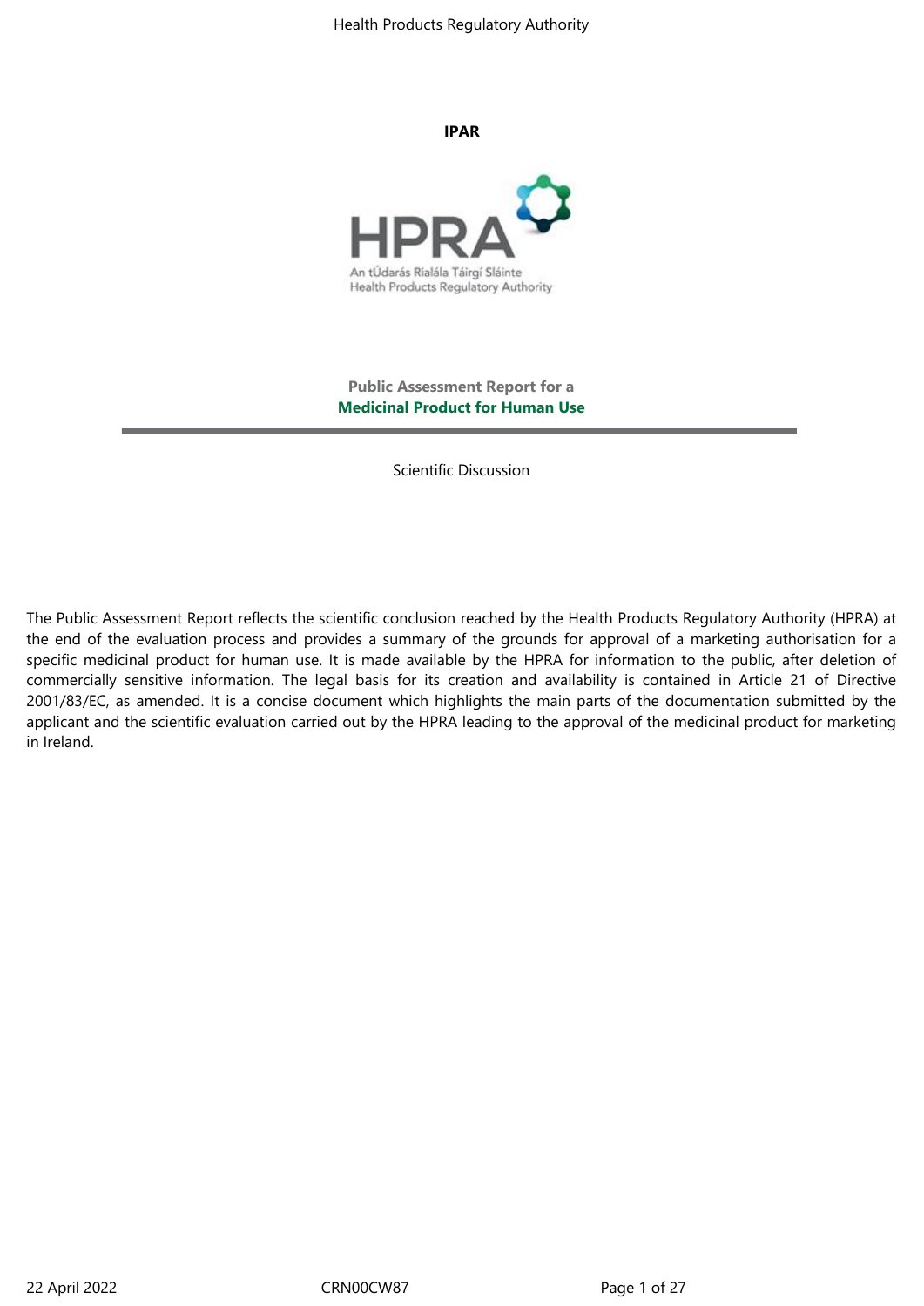**IPAR**

**Public Assessment Report for a**
**Medicinal Product for Human Use**

---

Scientific Discussion

The Public Assessment Report reflects the scientific conclusion reached by the Health Products Regulatory Authority (HPRA) at the end of the evaluation process and provides a summary of the grounds for approval of a marketing authorisation for a specific medicinal product for human use. It is made available by the HPRA for information to the public, after deletion of commercially sensitive information. The legal basis for its creation and availability is contained in Article 21 of Directive 2001/83/EC, as amended. It is a concise document which highlights the main parts of the documentation submitted by the applicant and the scientific evaluation carried out by the HPRA leading to the approval of the medicinal product for marketing in Ireland.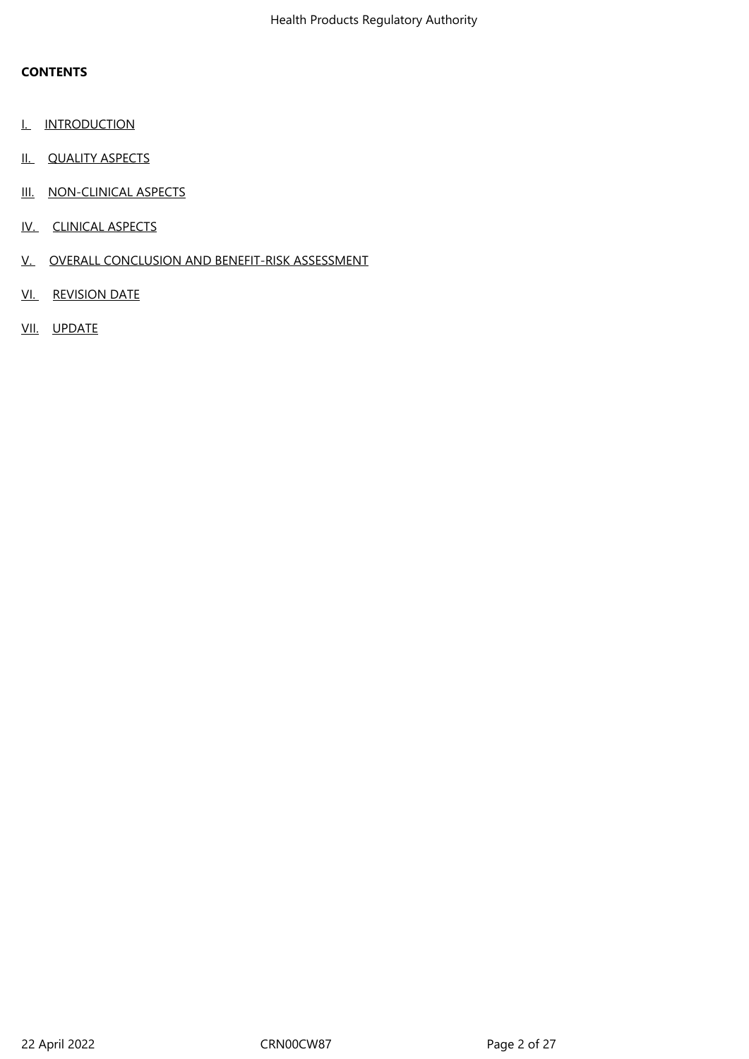**CONTENTS**

I. INTRODUCTION

II. QUALITY ASPECTS

III. NON-CLINICAL ASPECTS

IV. CLINICAL ASPECTS

V. OVERALL CONCLUSION AND BENEFIT-RISK ASSESSMENT

VI. REVISION DATE

VII. UPDATE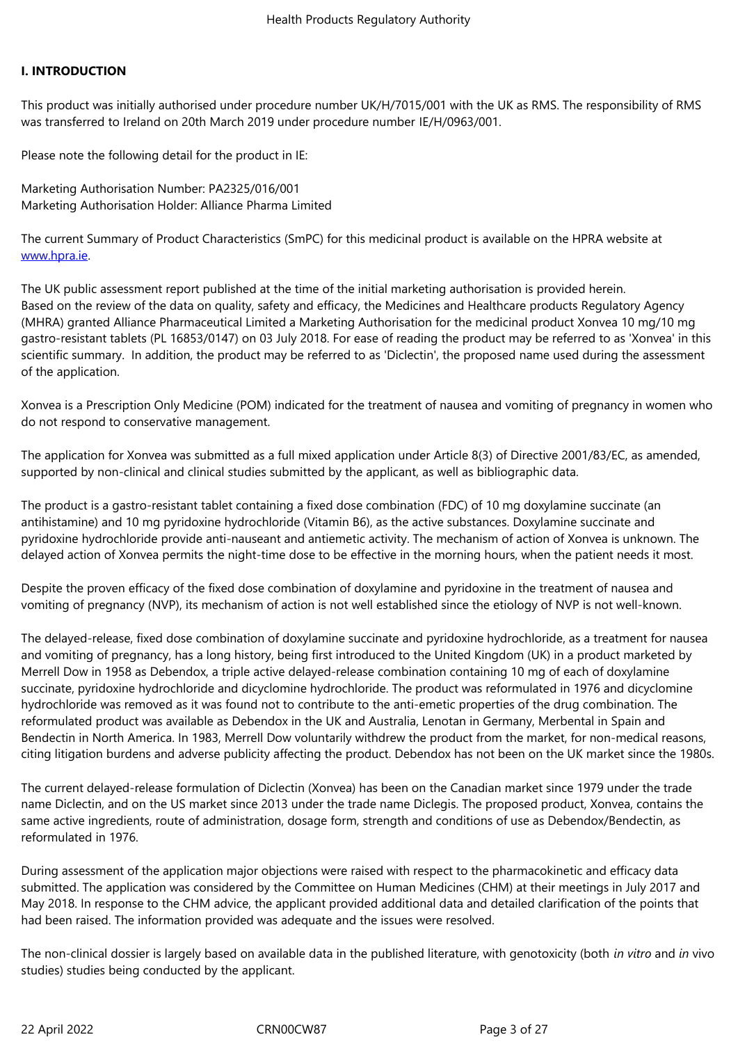## I. INTRODUCTION

This product was initially authorised under procedure number UK/H/7015/001 with the UK as RMS. The responsibility of RMS was transferred to Ireland on 20th March 2019 under procedure number IE/H/0963/001.

Please note the following detail for the product in IE:

Marketing Authorisation Number: PA2325/016/001
Marketing Authorisation Holder: Alliance Pharma Limited

The current Summary of Product Characteristics (SmPC) for this medicinal product is available on the HPRA website at [www.hpra.ie](www.hpra.ie).

The UK public assessment report published at the time of the initial marketing authorisation is provided herein.
Based on the review of the data on quality, safety and efficacy, the Medicines and Healthcare products Regulatory Agency (MHRA) granted Alliance Pharmaceutical Limited a Marketing Authorisation for the medicinal product Xonvea 10 mg/10 mg gastro-resistant tablets (PL 16853/0147) on 03 July 2018. For ease of reading the product may be referred to as 'Xonvea' in this scientific summary. In addition, the product may be referred to as 'Diclectin', the proposed name used during the assessment of the application.

Xonvea is a Prescription Only Medicine (POM) indicated for the treatment of nausea and vomiting of pregnancy in women who do not respond to conservative management.

The application for Xonvea was submitted as a full mixed application under Article 8(3) of Directive 2001/83/EC, as amended, supported by non-clinical and clinical studies submitted by the applicant, as well as bibliographic data.

The product is a gastro-resistant tablet containing a fixed dose combination (FDC) of 10 mg doxylamine succinate (an antihistamine) and 10 mg pyridoxine hydrochloride (Vitamin B6), as the active substances. Doxylamine succinate and pyridoxine hydrochloride provide anti-nauseant and antiemetic activity. The mechanism of action of Xonvea is unknown. The delayed action of Xonvea permits the night-time dose to be effective in the morning hours, when the patient needs it most.

Despite the proven efficacy of the fixed dose combination of doxylamine and pyridoxine in the treatment of nausea and vomiting of pregnancy (NVP), its mechanism of action is not well established since the etiology of NVP is not well-known.

The delayed-release, fixed dose combination of doxylamine succinate and pyridoxine hydrochloride, as a treatment for nausea and vomiting of pregnancy, has a long history, being first introduced to the United Kingdom (UK) in a product marketed by Merrell Dow in 1958 as Debendox, a triple active delayed-release combination containing 10 mg of each of doxylamine succinate, pyridoxine hydrochloride and dicyclomine hydrochloride. The product was reformulated in 1976 and dicyclomine hydrochloride was removed as it was found not to contribute to the anti-emetic properties of the drug combination. The reformulated product was available as Debendox in the UK and Australia, Lenotan in Germany, Merbental in Spain and Bendectin in North America. In 1983, Merrell Dow voluntarily withdrew the product from the market, for non-medical reasons, citing litigation burdens and adverse publicity affecting the product. Debendox has not been on the UK market since the 1980s.

The current delayed-release formulation of Diclectin (Xonvea) has been on the Canadian market since 1979 under the trade name Diclectin, and on the US market since 2013 under the trade name Diclegis. The proposed product, Xonvea, contains the same active ingredients, route of administration, dosage form, strength and conditions of use as Debendox/Bendectin, as reformulated in 1976.

During assessment of the application major objections were raised with respect to the pharmacokinetic and efficacy data submitted. The application was considered by the Committee on Human Medicines (CHM) at their meetings in July 2017 and May 2018. In response to the CHM advice, the applicant provided additional data and detailed clarification of the points that had been raised. The information provided was adequate and the issues were resolved.

The non-clinical dossier is largely based on available data in the published literature, with genotoxicity (both *in vitro* and *in* vivo studies) studies being conducted by the applicant.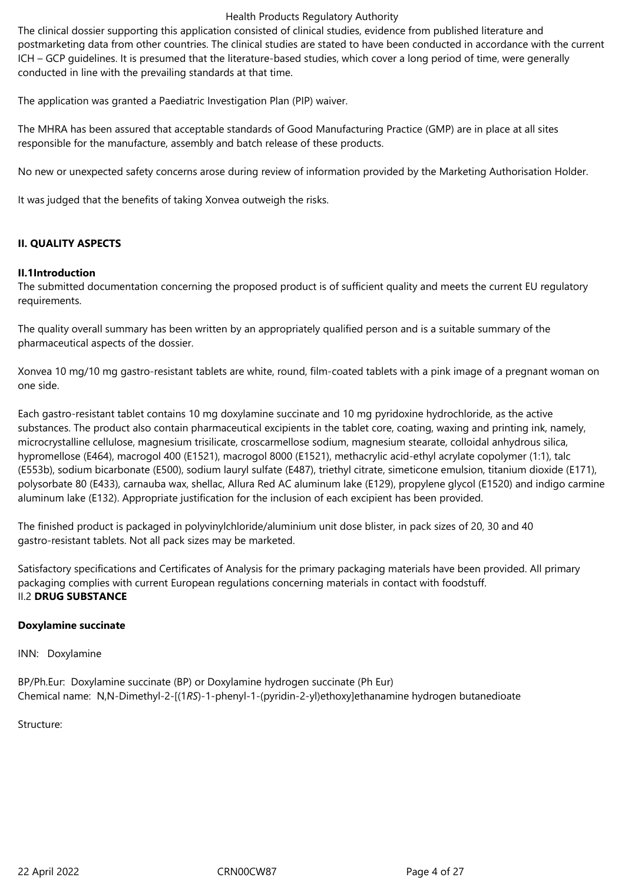The clinical dossier supporting this application consisted of clinical studies, evidence from published literature and postmarketing data from other countries. The clinical studies are stated to have been conducted in accordance with the current ICH – GCP guidelines. It is presumed that the literature-based studies, which cover a long period of time, were generally conducted in line with the prevailing standards at that time.

The application was granted a Paediatric Investigation Plan (PIP) waiver.

The MHRA has been assured that acceptable standards of Good Manufacturing Practice (GMP) are in place at all sites responsible for the manufacture, assembly and batch release of these products.

No new or unexpected safety concerns arose during review of information provided by the Marketing Authorisation Holder.

It was judged that the benefits of taking Xonvea outweigh the risks.

## II. QUALITY ASPECTS

### II.1Introduction

The submitted documentation concerning the proposed product is of sufficient quality and meets the current EU regulatory requirements.

The quality overall summary has been written by an appropriately qualified person and is a suitable summary of the pharmaceutical aspects of the dossier.

Xonvea 10 mg/10 mg gastro-resistant tablets are white, round, film-coated tablets with a pink image of a pregnant woman on one side.

Each gastro-resistant tablet contains 10 mg doxylamine succinate and 10 mg pyridoxine hydrochloride, as the active substances. The product also contain pharmaceutical excipients in the tablet core, coating, waxing and printing ink, namely, microcrystalline cellulose, magnesium trisilicate, croscarmellose sodium, magnesium stearate, colloidal anhydrous silica, hypromellose (E464), macrogol 400 (E1521), macrogol 8000 (E1521), methacrylic acid-ethyl acrylate copolymer (1:1), talc (E553b), sodium bicarbonate (E500), sodium lauryl sulfate (E487), triethyl citrate, simeticone emulsion, titanium dioxide (E171), polysorbate 80 (E433), carnauba wax, shellac, Allura Red AC aluminum lake (E129), propylene glycol (E1520) and indigo carmine aluminum lake (E132). Appropriate justification for the inclusion of each excipient has been provided.

The finished product is packaged in polyvinylchloride/aluminium unit dose blister, in pack sizes of 20, 30 and 40 gastro-resistant tablets. Not all pack sizes may be marketed.

Satisfactory specifications and Certificates of Analysis for the primary packaging materials have been provided. All primary packaging complies with current European regulations concerning materials in contact with foodstuff.

### II.2 DRUG SUBSTANCE

**Doxylamine succinate**

INN: Doxylamine

BP/Ph.Eur: Doxylamine succinate (BP) or Doxylamine hydrogen succinate (Ph Eur)
Chemical name: N,N-Dimethyl-2-[(1*RS*)-1-phenyl-1-(pyridin-2-yl)ethoxy]ethanamine hydrogen butanedioate

Structure: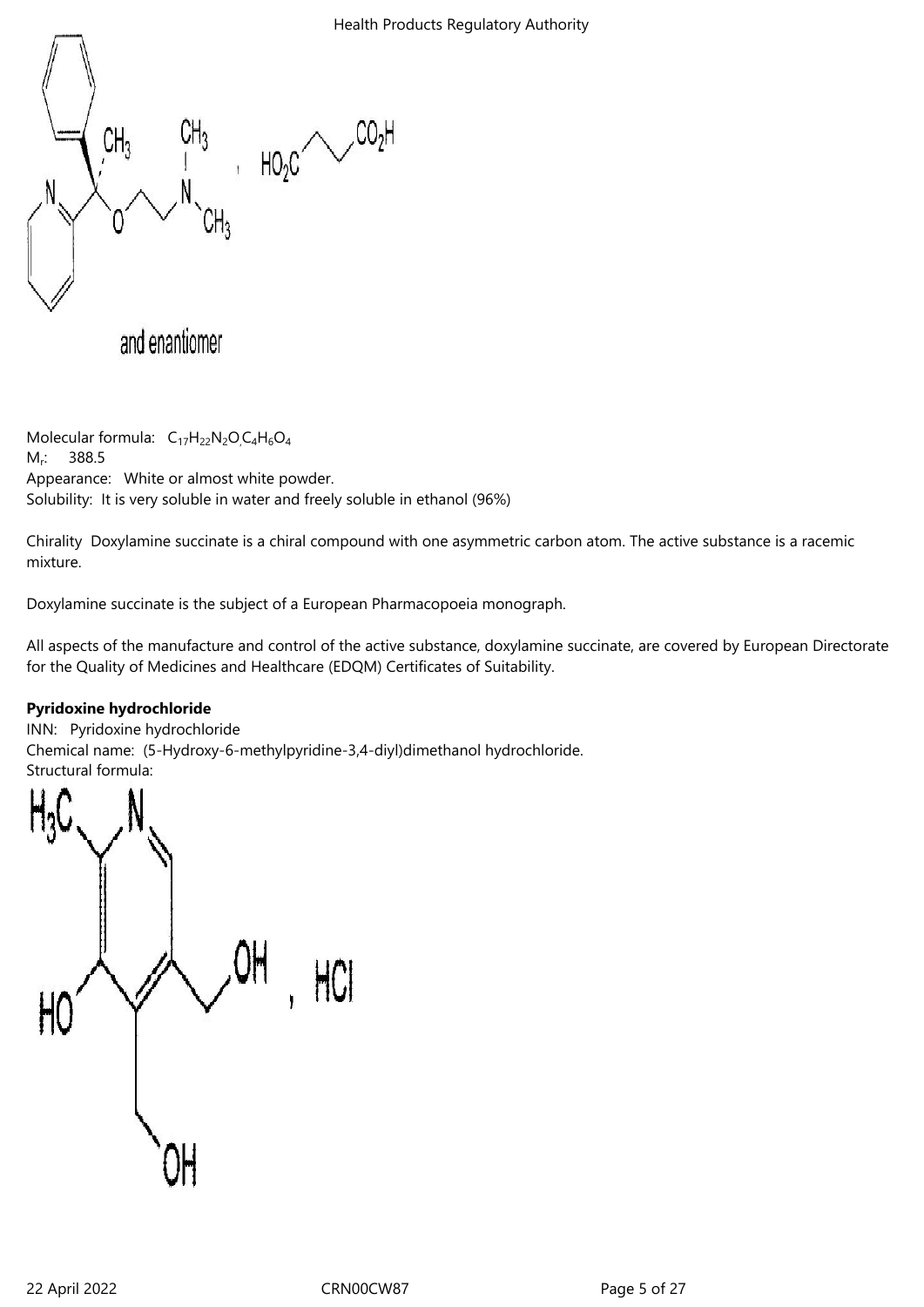and enantiomer

Molecular formula: $C_{17}H_{22}N_2O,C_4H_6O_4$

$M_r$: 388.5

Appearance: White or almost white powder.

Solubility: It is very soluble in water and freely soluble in ethanol (96%)

Chirality Doxylamine succinate is a chiral compound with one asymmetric carbon atom. The active substance is a racemic mixture.

Doxylamine succinate is the subject of a European Pharmacopoeia monograph.

All aspects of the manufacture and control of the active substance, doxylamine succinate, are covered by European Directorate for the Quality of Medicines and Healthcare (EDQM) Certificates of Suitability.

**Pyridoxine hydrochloride**

INN: Pyridoxine hydrochloride

Chemical name: (5-Hydroxy-6-methylpyridine-3,4-diyl)dimethanol hydrochloride.

Structural formula: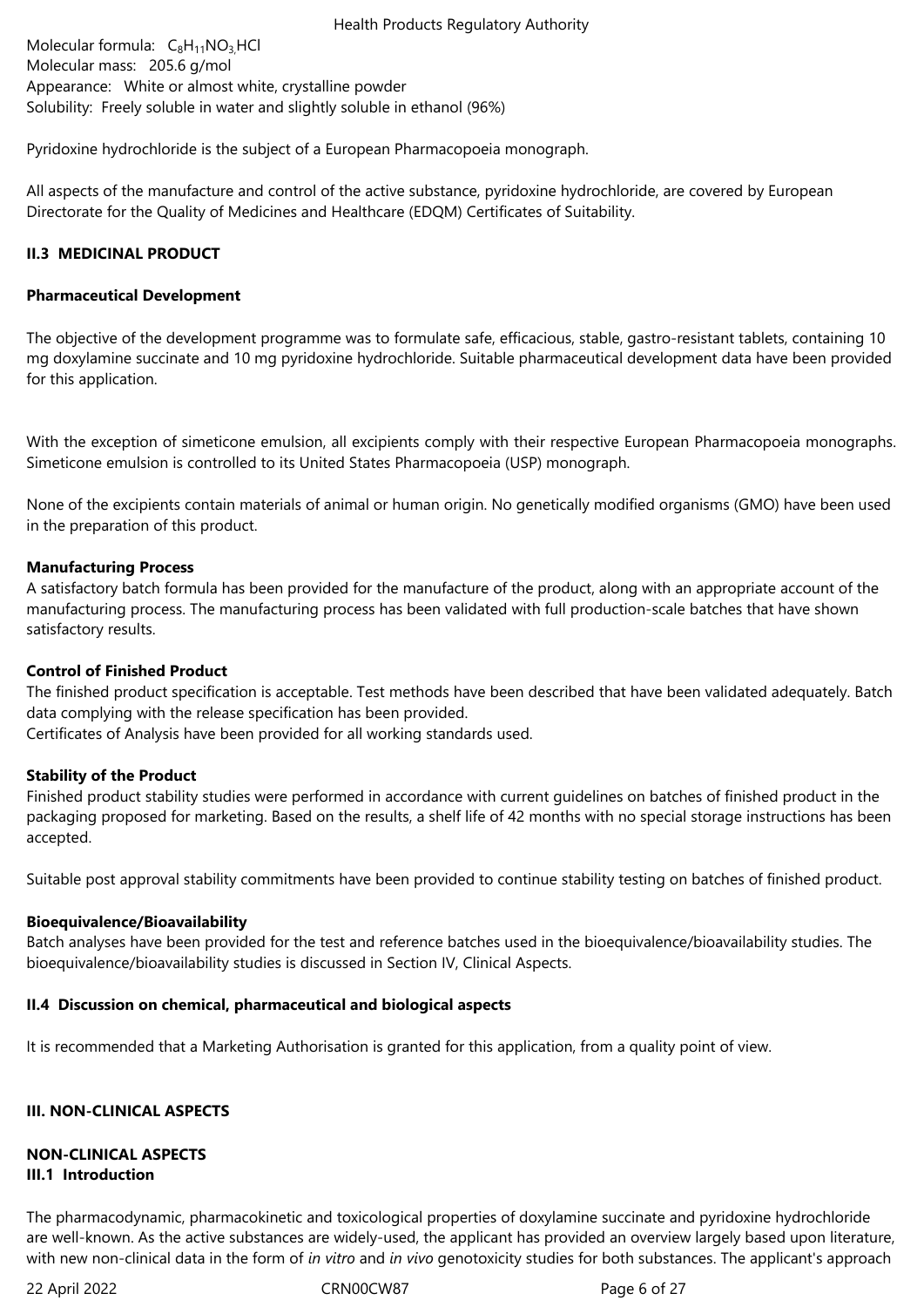Molecular formula: $C_8H_{11}NO_3$,HCl
Molecular mass: 205.6 g/mol
Appearance: White or almost white, crystalline powder
Solubility: Freely soluble in water and slightly soluble in ethanol (96%)

Pyridoxine hydrochloride is the subject of a European Pharmacopoeia monograph.

All aspects of the manufacture and control of the active substance, pyridoxine hydrochloride, are covered by European Directorate for the Quality of Medicines and Healthcare (EDQM) Certificates of Suitability.

### II.3 MEDICINAL PRODUCT

**Pharmaceutical Development**

The objective of the development programme was to formulate safe, efficacious, stable, gastro-resistant tablets, containing 10 mg doxylamine succinate and 10 mg pyridoxine hydrochloride. Suitable pharmaceutical development data have been provided for this application.

With the exception of simeticone emulsion, all excipients comply with their respective European Pharmacopoeia monographs. Simeticone emulsion is controlled to its United States Pharmacopoeia (USP) monograph.

None of the excipients contain materials of animal or human origin. No genetically modified organisms (GMO) have been used in the preparation of this product.

**Manufacturing Process**

A satisfactory batch formula has been provided for the manufacture of the product, along with an appropriate account of the manufacturing process. The manufacturing process has been validated with full production-scale batches that have shown satisfactory results.

**Control of Finished Product**

The finished product specification is acceptable. Test methods have been described that have been validated adequately. Batch data complying with the release specification has been provided.
Certificates of Analysis have been provided for all working standards used.

**Stability of the Product**

Finished product stability studies were performed in accordance with current guidelines on batches of finished product in the packaging proposed for marketing. Based on the results, a shelf life of 42 months with no special storage instructions has been accepted.

Suitable post approval stability commitments have been provided to continue stability testing on batches of finished product.

**Bioequivalence/Bioavailability**

Batch analyses have been provided for the test and reference batches used in the bioequivalence/bioavailability studies. The bioequivalence/bioavailability studies is discussed in Section IV, Clinical Aspects.

### II.4 Discussion on chemical, pharmaceutical and biological aspects

It is recommended that a Marketing Authorisation is granted for this application, from a quality point of view.

## III. NON-CLINICAL ASPECTS

**NON-CLINICAL ASPECTS**

### III.1 Introduction

The pharmacodynamic, pharmacokinetic and toxicological properties of doxylamine succinate and pyridoxine hydrochloride are well-known. As the active substances are widely-used, the applicant has provided an overview largely based upon literature, with new non-clinical data in the form of *in vitro* and *in vivo* genotoxicity studies for both substances. The applicant's approach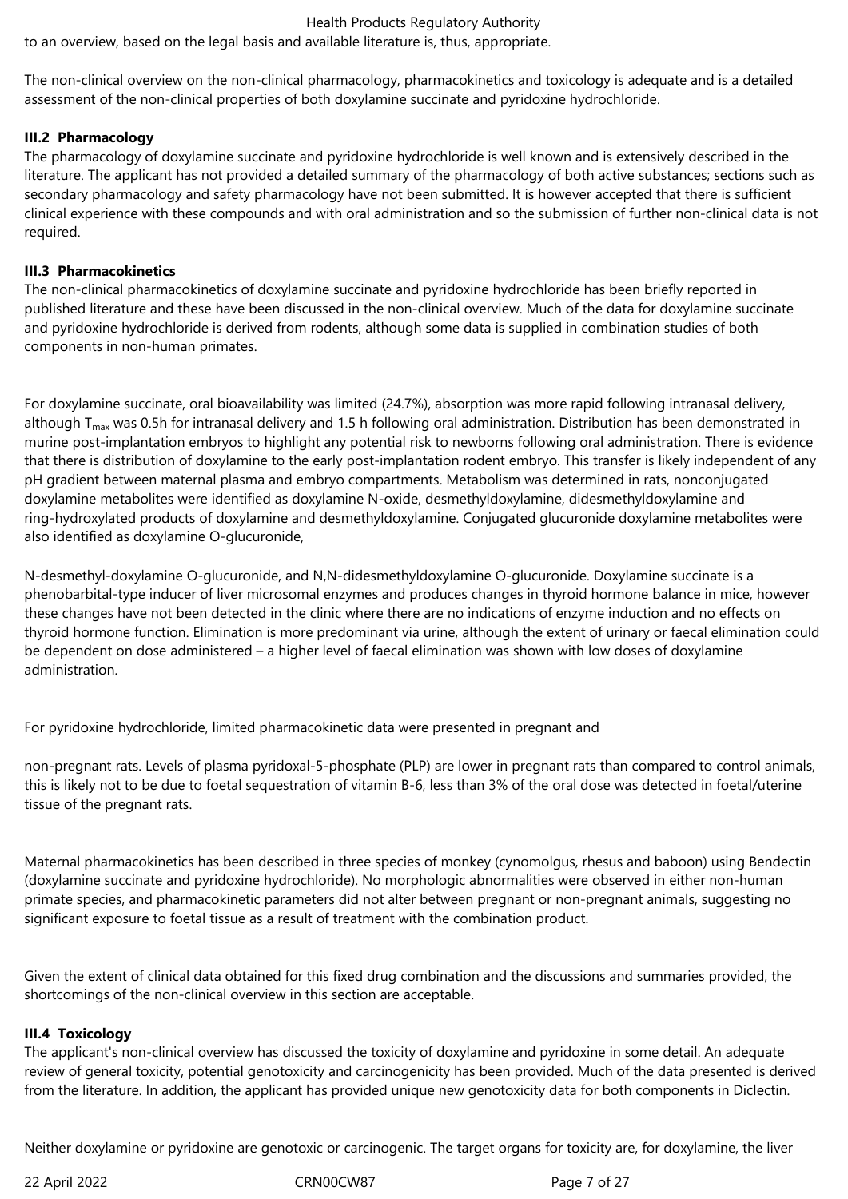to an overview, based on the legal basis and available literature is, thus, appropriate.

The non-clinical overview on the non-clinical pharmacology, pharmacokinetics and toxicology is adequate and is a detailed assessment of the non-clinical properties of both doxylamine succinate and pyridoxine hydrochloride.

**III.2 Pharmacology**

The pharmacology of doxylamine succinate and pyridoxine hydrochloride is well known and is extensively described in the literature. The applicant has not provided a detailed summary of the pharmacology of both active substances; sections such as secondary pharmacology and safety pharmacology have not been submitted. It is however accepted that there is sufficient clinical experience with these compounds and with oral administration and so the submission of further non-clinical data is not required.

**III.3 Pharmacokinetics**

The non-clinical pharmacokinetics of doxylamine succinate and pyridoxine hydrochloride has been briefly reported in published literature and these have been discussed in the non-clinical overview. Much of the data for doxylamine succinate and pyridoxine hydrochloride is derived from rodents, although some data is supplied in combination studies of both components in non-human primates.

For doxylamine succinate, oral bioavailability was limited (24.7%), absorption was more rapid following intranasal delivery, although $T_{max}$ was 0.5h for intranasal delivery and 1.5 h following oral administration. Distribution has been demonstrated in murine post-implantation embryos to highlight any potential risk to newborns following oral administration. There is evidence that there is distribution of doxylamine to the early post-implantation rodent embryo. This transfer is likely independent of any pH gradient between maternal plasma and embryo compartments. Metabolism was determined in rats, nonconjugated doxylamine metabolites were identified as doxylamine N-oxide, desmethyldoxylamine, didesmethyldoxylamine and ring-hydroxylated products of doxylamine and desmethyldoxylamine. Conjugated glucuronide doxylamine metabolites were also identified as doxylamine O-glucuronide,

N-desmethyl-doxylamine O-glucuronide, and N,N-didesmethyldoxylamine O-glucuronide. Doxylamine succinate is a phenobarbital-type inducer of liver microsomal enzymes and produces changes in thyroid hormone balance in mice, however these changes have not been detected in the clinic where there are no indications of enzyme induction and no effects on thyroid hormone function. Elimination is more predominant via urine, although the extent of urinary or faecal elimination could be dependent on dose administered – a higher level of faecal elimination was shown with low doses of doxylamine administration.

For pyridoxine hydrochloride, limited pharmacokinetic data were presented in pregnant and

non-pregnant rats. Levels of plasma pyridoxal-5-phosphate (PLP) are lower in pregnant rats than compared to control animals, this is likely not to be due to foetal sequestration of vitamin B-6, less than 3% of the oral dose was detected in foetal/uterine tissue of the pregnant rats.

Maternal pharmacokinetics has been described in three species of monkey (cynomolgus, rhesus and baboon) using Bendectin (doxylamine succinate and pyridoxine hydrochloride). No morphologic abnormalities were observed in either non-human primate species, and pharmacokinetic parameters did not alter between pregnant or non-pregnant animals, suggesting no significant exposure to foetal tissue as a result of treatment with the combination product.

Given the extent of clinical data obtained for this fixed drug combination and the discussions and summaries provided, the shortcomings of the non-clinical overview in this section are acceptable.

**III.4 Toxicology**

The applicant's non-clinical overview has discussed the toxicity of doxylamine and pyridoxine in some detail. An adequate review of general toxicity, potential genotoxicity and carcinogenicity has been provided. Much of the data presented is derived from the literature. In addition, the applicant has provided unique new genotoxicity data for both components in Diclectin.

Neither doxylamine or pyridoxine are genotoxic or carcinogenic. The target organs for toxicity are, for doxylamine, the liver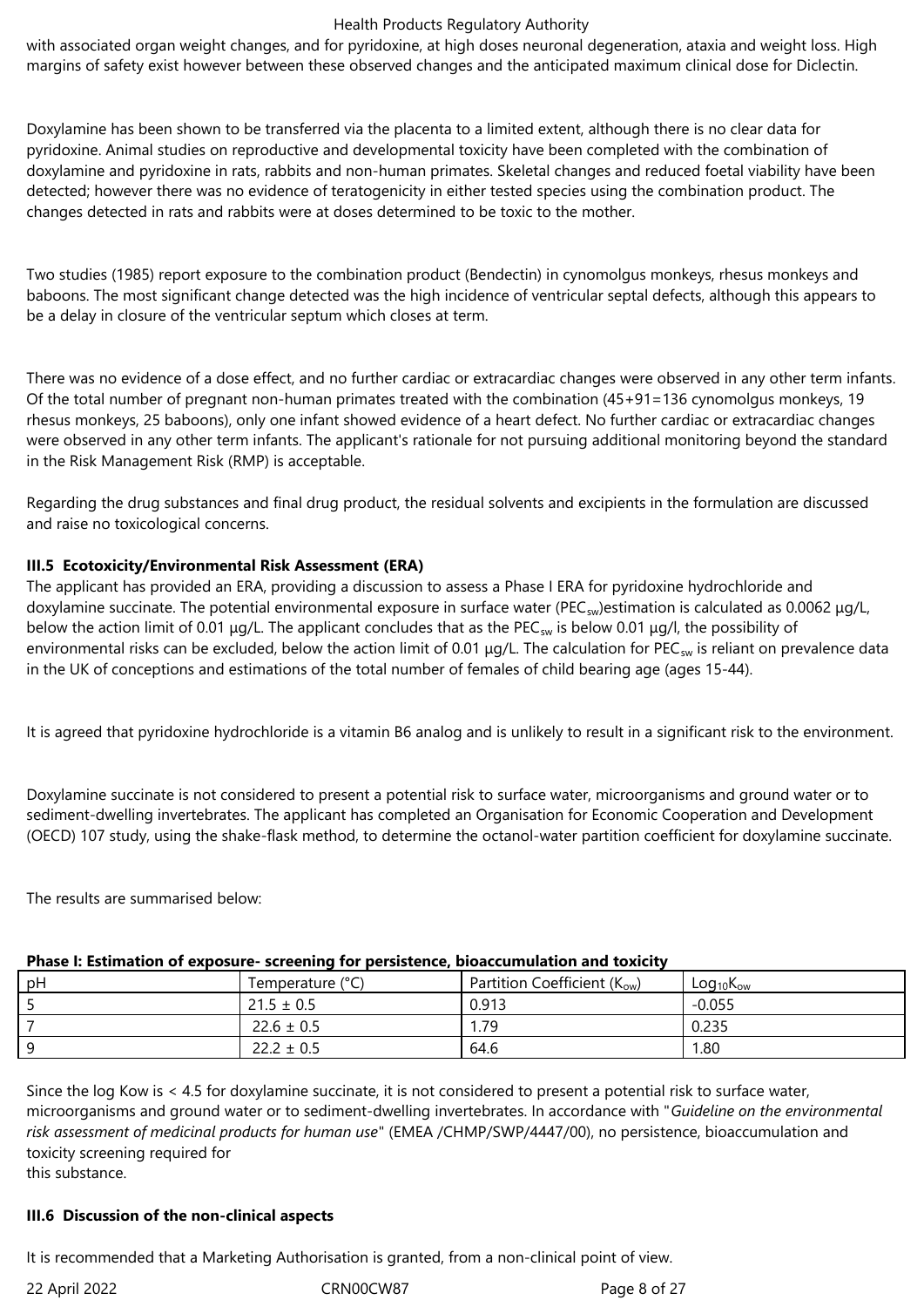with associated organ weight changes, and for pyridoxine, at high doses neuronal degeneration, ataxia and weight loss. High margins of safety exist however between these observed changes and the anticipated maximum clinical dose for Diclectin.

Doxylamine has been shown to be transferred via the placenta to a limited extent, although there is no clear data for pyridoxine. Animal studies on reproductive and developmental toxicity have been completed with the combination of doxylamine and pyridoxine in rats, rabbits and non-human primates. Skeletal changes and reduced foetal viability have been detected; however there was no evidence of teratogenicity in either tested species using the combination product. The changes detected in rats and rabbits were at doses determined to be toxic to the mother.

Two studies (1985) report exposure to the combination product (Bendectin) in cynomolgus monkeys, rhesus monkeys and baboons. The most significant change detected was the high incidence of ventricular septal defects, although this appears to be a delay in closure of the ventricular septum which closes at term.

There was no evidence of a dose effect, and no further cardiac or extracardiac changes were observed in any other term infants. Of the total number of pregnant non-human primates treated with the combination (45+91=136 cynomolgus monkeys, 19 rhesus monkeys, 25 baboons), only one infant showed evidence of a heart defect. No further cardiac or extracardiac changes were observed in any other term infants. The applicant's rationale for not pursuing additional monitoring beyond the standard in the Risk Management Risk (RMP) is acceptable.

Regarding the drug substances and final drug product, the residual solvents and excipients in the formulation are discussed and raise no toxicological concerns.

### III.5 Ecotoxicity/Environmental Risk Assessment (ERA)

The applicant has provided an ERA, providing a discussion to assess a Phase I ERA for pyridoxine hydrochloride and doxylamine succinate. The potential environmental exposure in surface water ($PEC_{sw}$)estimation is calculated as 0.0062 µg/L, below the action limit of 0.01 µg/L. The applicant concludes that as the $PEC_{sw}$ is below 0.01 µg/l, the possibility of environmental risks can be excluded, below the action limit of 0.01 µg/L. The calculation for $PEC_{sw}$ is reliant on prevalence data in the UK of conceptions and estimations of the total number of females of child bearing age (ages 15-44).

It is agreed that pyridoxine hydrochloride is a vitamin B6 analog and is unlikely to result in a significant risk to the environment.

Doxylamine succinate is not considered to present a potential risk to surface water, microorganisms and ground water or to sediment-dwelling invertebrates. The applicant has completed an Organisation for Economic Cooperation and Development (OECD) 107 study, using the shake-flask method, to determine the octanol-water partition coefficient for doxylamine succinate.

The results are summarised below:

**Phase I: Estimation of exposure- screening for persistence, bioaccumulation and toxicity**

| pH | Temperature (°C) | Partition Coefficient ($K_{ow}$) | $Log_{10}K_{ow}$ |
|---|---|---|---|
| 5 | 21.5 ± 0.5 | 0.913 | -0.055 |
| 7 | 22.6 ± 0.5 | 1.79 | 0.235 |
| 9 | 22.2 ± 0.5 | 64.6 | 1.80 |

Since the log Kow is < 4.5 for doxylamine succinate, it is not considered to present a potential risk to surface water, microorganisms and ground water or to sediment-dwelling invertebrates. In accordance with "*Guideline on the environmental risk assessment of medicinal products for human use*" (EMEA /CHMP/SWP/4447/00), no persistence, bioaccumulation and toxicity screening required for
this substance.

### III.6 Discussion of the non-clinical aspects

It is recommended that a Marketing Authorisation is granted, from a non-clinical point of view.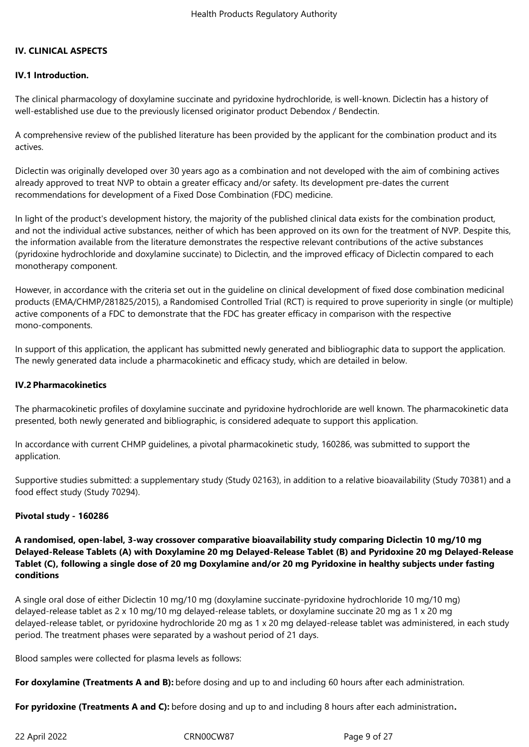## IV. CLINICAL ASPECTS

### IV.1 Introduction.

The clinical pharmacology of doxylamine succinate and pyridoxine hydrochloride, is well-known. Diclectin has a history of well-established use due to the previously licensed originator product Debendox / Bendectin.

A comprehensive review of the published literature has been provided by the applicant for the combination product and its actives.

Diclectin was originally developed over 30 years ago as a combination and not developed with the aim of combining actives already approved to treat NVP to obtain a greater efficacy and/or safety. Its development pre-dates the current recommendations for development of a Fixed Dose Combination (FDC) medicine.

In light of the product's development history, the majority of the published clinical data exists for the combination product, and not the individual active substances, neither of which has been approved on its own for the treatment of NVP. Despite this, the information available from the literature demonstrates the respective relevant contributions of the active substances (pyridoxine hydrochloride and doxylamine succinate) to Diclectin, and the improved efficacy of Diclectin compared to each monotherapy component.

However, in accordance with the criteria set out in the guideline on clinical development of fixed dose combination medicinal products (EMA/CHMP/281825/2015), a Randomised Controlled Trial (RCT) is required to prove superiority in single (or multiple) active components of a FDC to demonstrate that the FDC has greater efficacy in comparison with the respective mono-components.

In support of this application, the applicant has submitted newly generated and bibliographic data to support the application. The newly generated data include a pharmacokinetic and efficacy study, which are detailed in below.

### IV.2 Pharmacokinetics

The pharmacokinetic profiles of doxylamine succinate and pyridoxine hydrochloride are well known. The pharmacokinetic data presented, both newly generated and bibliographic, is considered adequate to support this application.

In accordance with current CHMP guidelines, a pivotal pharmacokinetic study, 160286, was submitted to support the application.

Supportive studies submitted: a supplementary study (Study 02163), in addition to a relative bioavailability (Study 70381) and a food effect study (Study 70294).

**Pivotal study - 160286**

**A randomised, open-label, 3-way crossover comparative bioavailability study comparing Diclectin 10 mg/10 mg Delayed-Release Tablets (A) with Doxylamine 20 mg Delayed-Release Tablet (B) and Pyridoxine 20 mg Delayed-Release Tablet (C), following a single dose of 20 mg Doxylamine and/or 20 mg Pyridoxine in healthy subjects under fasting conditions**

A single oral dose of either Diclectin 10 mg/10 mg (doxylamine succinate-pyridoxine hydrochloride 10 mg/10 mg) delayed-release tablet as 2 x 10 mg/10 mg delayed-release tablets, or doxylamine succinate 20 mg as 1 x 20 mg delayed-release tablet, or pyridoxine hydrochloride 20 mg as 1 x 20 mg delayed-release tablet was administered, in each study period. The treatment phases were separated by a washout period of 21 days.

Blood samples were collected for plasma levels as follows:

**For doxylamine (Treatments A and B):** before dosing and up to and including 60 hours after each administration.

**For pyridoxine (Treatments A and C):** before dosing and up to and including 8 hours after each administration**.**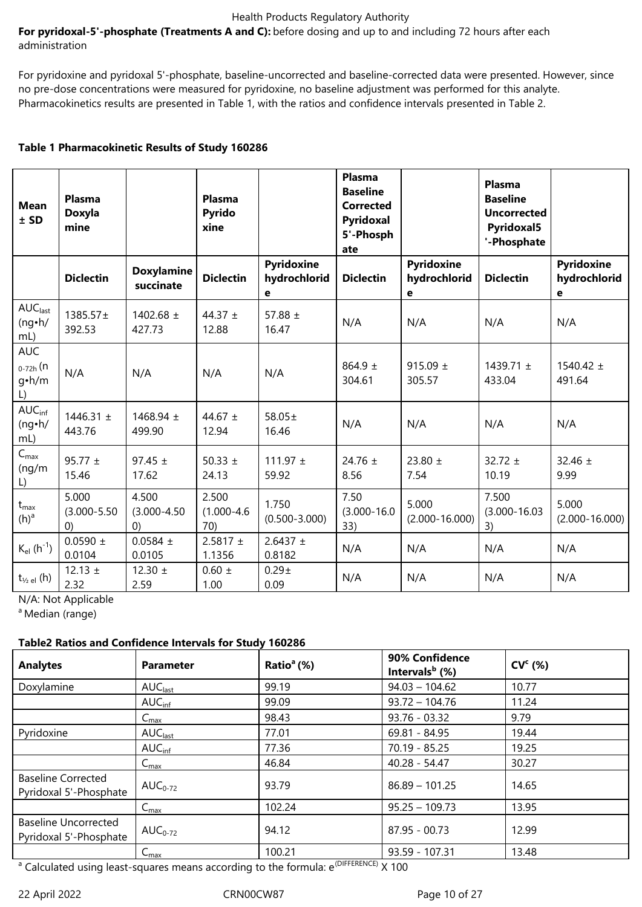**For pyridoxal-5'-phosphate (Treatments A and C):** before dosing and up to and including 72 hours after each administration

For pyridoxine and pyridoxal 5'-phosphate, baseline-uncorrected and baseline-corrected data were presented. However, since no pre-dose concentrations were measured for pyridoxine, no baseline adjustment was performed for this analyte. Pharmacokinetics results are presented in Table 1, with the ratios and confidence intervals presented in Table 2.

**Table 1 Pharmacokinetic Results of Study 160286**

| Mean ± SD | Plasma Doxylamine | | Plasma Pyridoxine | | Plasma Baseline Corrected Pyridoxal 5'-Phosphate | | Plasma Baseline Uncorrected Pyridoxal5 '-Phosphate | |
|---|---|---|---|---|---|---|---|---|
| | Diclectin | Doxylamine succinate | Diclectin | Pyridoxine hydrochloride | Diclectin | Pyridoxine hydrochloride | Diclectin | Pyridoxine hydrochloride |
| $AUC_{last}$ (ng•h/mL) | 1385.57± 392.53 | 1402.68 ± 427.73 | 44.37 ± 12.88 | 57.88 ± 16.47 | N/A | N/A | N/A | N/A |
| $AUC_{0-72h}$ (ng•h/mL) | N/A | N/A | N/A | N/A | 864.9 ± 304.61 | 915.09 ± 305.57 | 1439.71 ± 433.04 | 1540.42 ± 491.64 |
| $AUC_{inf}$ (ng•h/mL) | 1446.31 ± 443.76 | 1468.94 ± 499.90 | 44.67 ± 12.94 | 58.05± 16.46 | N/A | N/A | N/A | N/A |
| $C_{max}$ (ng/mL) | 95.77 ± 15.46 | 97.45 ± 17.62 | 50.33 ± 24.13 | 111.97 ± 59.92 | 24.76 ± 8.56 | 23.80 ± 7.54 | 32.72 ± 10.19 | 32.46 ± 9.99 |
| $t_{max}$ (h)[a] | 5.000 (3.000-5.500) | 4.500 (3.000-4.500) | 2.500 (1.000-4.670) | 1.750 (0.500-3.000) | 7.50 (3.000-16.033) | 5.000 (2.000-16.000) | 7.500 (3.000-16.033) | 5.000 (2.000-16.000) |
| $K_{el}$ ($h^{-1}$) | 0.0590 ± 0.0104 | 0.0584 ± 0.0105 | 2.5817 ± 1.1356 | 2.6437 ± 0.8182 | N/A | N/A | N/A | N/A |
| $t_{½ el}$ (h) | 12.13 ± 2.32 | 12.30 ± 2.59 | 0.60 ± 1.00 | 0.29± 0.09 | N/A | N/A | N/A | N/A |

N/A: Not Applicable

[a] Median (range)

**Table2 Ratios and Confidence Intervals for Study 160286**

| Analytes | Parameter | Ratio[a] (%) | 90% Confidence Intervals[b] (%) | CV[c] (%) |
|---|---|---|---|---|
| Doxylamine | $AUC_{last}$ | 99.19 | 94.03 – 104.62 | 10.77 |
| | $AUC_{inf}$ | 99.09 | 93.72 – 104.76 | 11.24 |
| | $C_{max}$ | 98.43 | 93.76 - 03.32 | 9.79 |
| Pyridoxine | $AUC_{last}$ | 77.01 | 69.81 - 84.95 | 19.44 |
| | $AUC_{inf}$ | 77.36 | 70.19 - 85.25 | 19.25 |
| | $C_{max}$ | 46.84 | 40.28 - 54.47 | 30.27 |
| Baseline Corrected Pyridoxal 5'-Phosphate | $AUC_{0-72}$ | 93.79 | 86.89 – 101.25 | 14.65 |
| | $C_{max}$ | 102.24 | 95.25 – 109.73 | 13.95 |
| Baseline Uncorrected Pyridoxal 5'-Phosphate | $AUC_{0-72}$ | 94.12 | 87.95 - 00.73 | 12.99 |
| | $C_{max}$ | 100.21 | 93.59 - 107.31 | 13.48 |

[a] Calculated using least-squares means according to the formula: $e^{(DIFFERENCE)}$ X 100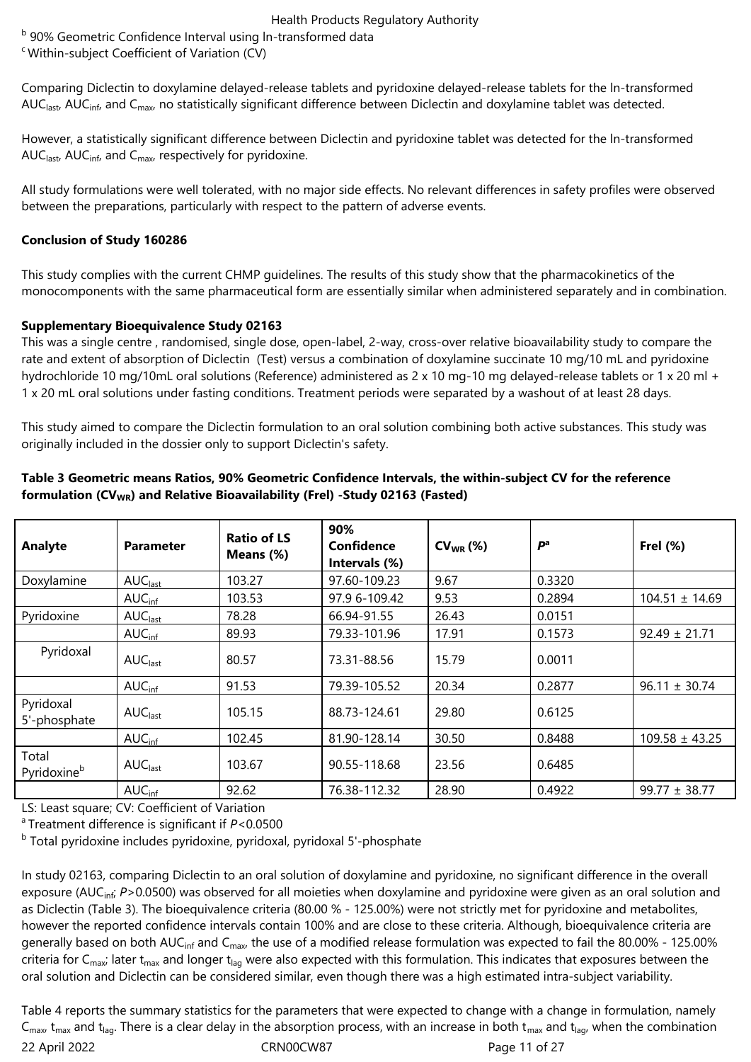[b] 90% Geometric Confidence Interval using ln-transformed data
[c] Within-subject Coefficient of Variation (CV)

Comparing Diclectin to doxylamine delayed-release tablets and pyridoxine delayed-release tablets for the ln-transformed $AUC_{last}$, $AUC_{inf}$, and $C_{max}$, no statistically significant difference between Diclectin and doxylamine tablet was detected.

However, a statistically significant difference between Diclectin and pyridoxine tablet was detected for the ln-transformed $AUC_{last}$, $AUC_{inf}$, and $C_{max}$, respectively for pyridoxine.

All study formulations were well tolerated, with no major side effects. No relevant differences in safety profiles were observed between the preparations, particularly with respect to the pattern of adverse events.

**Conclusion of Study 160286**

This study complies with the current CHMP guidelines. The results of this study show that the pharmacokinetics of the monocomponents with the same pharmaceutical form are essentially similar when administered separately and in combination.

**Supplementary Bioequivalence Study 02163**

This was a single centre , randomised, single dose, open-label, 2-way, cross-over relative bioavailability study to compare the rate and extent of absorption of Diclectin (Test) versus a combination of doxylamine succinate 10 mg/10 mL and pyridoxine hydrochloride 10 mg/10mL oral solutions (Reference) administered as 2 x 10 mg-10 mg delayed-release tablets or 1 x 20 ml + 1 x 20 mL oral solutions under fasting conditions. Treatment periods were separated by a washout of at least 28 days.

This study aimed to compare the Diclectin formulation to an oral solution combining both active substances. This study was originally included in the dossier only to support Diclectin's safety.

**Table 3 Geometric means Ratios, 90% Geometric Confidence Intervals, the within-subject CV for the reference formulation ($CV_{WR}$) and Relative Bioavailability (Frel) -Study 02163 (Fasted)**

| Analyte | Parameter | Ratio of LS Means (%) | 90% Confidence Intervals (%) | $CV_{WR}$ (%) | $P$[a] | Frel (%) |
|---|---|---|---|---|---|---|
| Doxylamine | $AUC_{last}$ | 103.27 | 97.60-109.23 | 9.67 | 0.3320 | |
| | $AUC_{inf}$ | 103.53 | 97.9 6-109.42 | 9.53 | 0.2894 | 104.51 ± 14.69 |
| Pyridoxine | $AUC_{last}$ | 78.28 | 66.94-91.55 | 26.43 | 0.0151 | |
| | $AUC_{inf}$ | 89.93 | 79.33-101.96 | 17.91 | 0.1573 | 92.49 ± 21.71 |
| Pyridoxal | $AUC_{last}$ | 80.57 | 73.31-88.56 | 15.79 | 0.0011 | |
| | $AUC_{inf}$ | 91.53 | 79.39-105.52 | 20.34 | 0.2877 | 96.11 ± 30.74 |
| Pyridoxal 5'-phosphate | $AUC_{last}$ | 105.15 | 88.73-124.61 | 29.80 | 0.6125 | |
| | $AUC_{inf}$ | 102.45 | 81.90-128.14 | 30.50 | 0.8488 | 109.58 ± 43.25 |
| Total Pyridoxine[b] | $AUC_{last}$ | 103.67 | 90.55-118.68 | 23.56 | 0.6485 | |
| | $AUC_{inf}$ | 92.62 | 76.38-112.32 | 28.90 | 0.4922 | 99.77 ± 38.77 |

LS: Least square; CV: Coefficient of Variation
[a] Treatment difference is significant if $P<0.0500$
[b] Total pyridoxine includes pyridoxine, pyridoxal, pyridoxal 5'-phosphate

In study 02163, comparing Diclectin to an oral solution of doxylamine and pyridoxine, no significant difference in the overall exposure ($AUC_{inf}$; $P>0.0500$) was observed for all moieties when doxylamine and pyridoxine were given as an oral solution and as Diclectin (Table 3). The bioequivalence criteria (80.00 % - 125.00%) were not strictly met for pyridoxine and metabolites, however the reported confidence intervals contain 100% and are close to these criteria. Although, bioequivalence criteria are generally based on both $AUC_{inf}$ and $C_{max}$, the use of a modified release formulation was expected to fail the 80.00% - 125.00% criteria for $C_{max}$; later $t_{max}$ and longer $t_{lag}$ were also expected with this formulation. This indicates that exposures between the oral solution and Diclectin can be considered similar, even though there was a high estimated intra-subject variability.

Table 4 reports the summary statistics for the parameters that were expected to change with a change in formulation, namely $C_{max}$, $t_{max}$ and $t_{lag}$. There is a clear delay in the absorption process, with an increase in both $t_{max}$ and $t_{lag}$, when the combination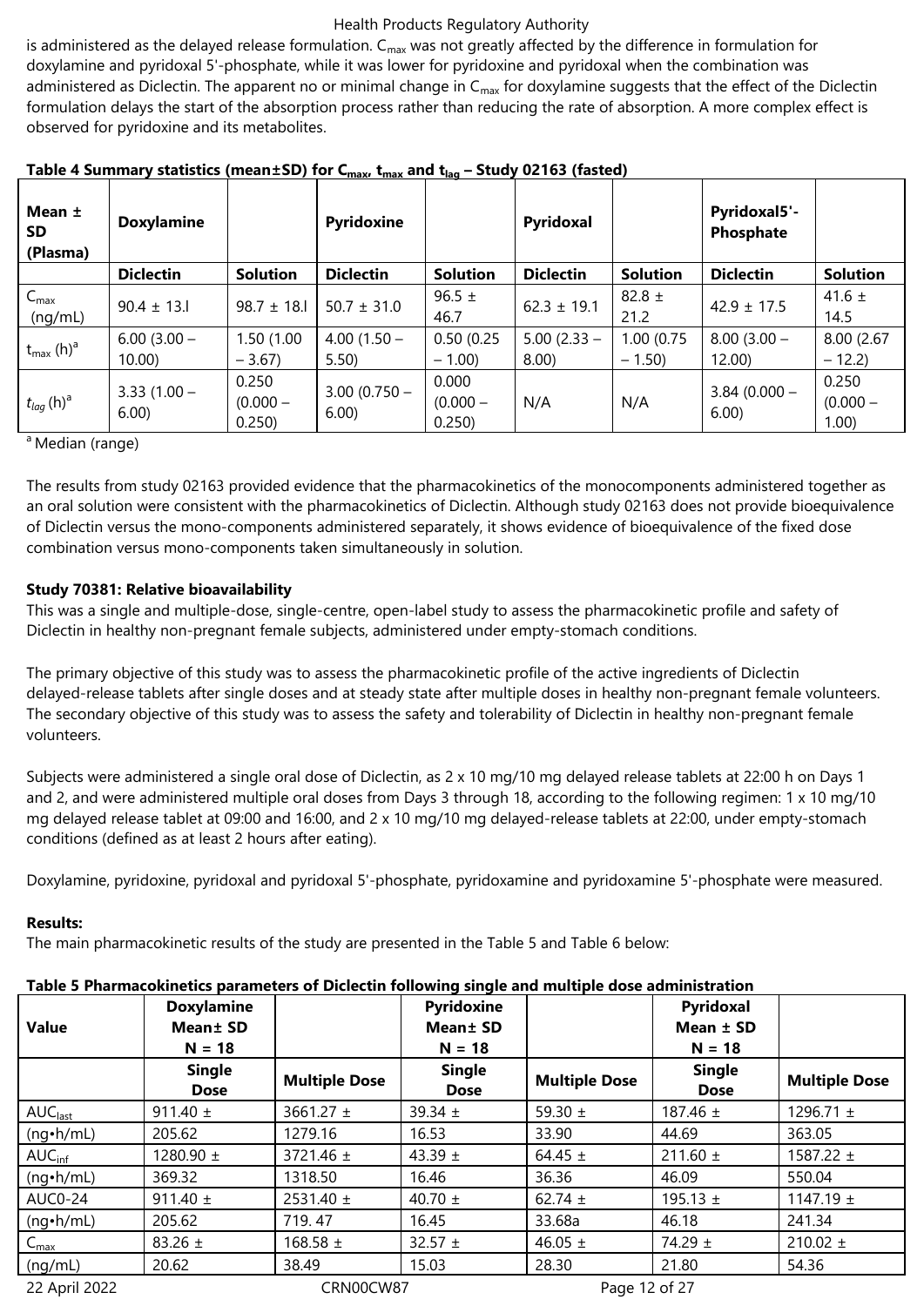is administered as the delayed release formulation. $C_{max}$ was not greatly affected by the difference in formulation for doxylamine and pyridoxal 5'-phosphate, while it was lower for pyridoxine and pyridoxal when the combination was administered as Diclectin. The apparent no or minimal change in $C_{max}$ for doxylamine suggests that the effect of the Diclectin formulation delays the start of the absorption process rather than reducing the rate of absorption. A more complex effect is observed for pyridoxine and its metabolites.

**Table 4 Summary statistics (mean±SD) for $C_{max}$, $t_{max}$ and $t_{lag}$ – Study 02163 (fasted)**

| Mean ± SD (Plasma) | Doxylamine | | Pyridoxine | | Pyridoxal | | Pyridoxal5'-Phosphate | |
|---|---|---|---|---|---|---|---|---|
| | **Diclectin** | **Solution** | **Diclectin** | **Solution** | **Diclectin** | **Solution** | **Diclectin** | **Solution** |
| $C_{max}$ (ng/mL) | 90.4 ± 13.l | 98.7 ± 18.l | 50.7 ± 31.0 | 96.5 ± 46.7 | 62.3 ± 19.1 | 82.8 ± 21.2 | 42.9 ± 17.5 | 41.6 ± 14.5 |
| $t_{max}$ (h)[a] | 6.00 (3.00 – 10.00) | 1.50 (1.00 – 3.67) | 4.00 (1.50 – 5.50) | 0.50 (0.25 – 1.00) | 5.00 (2.33 – 8.00) | 1.00 (0.75 – 1.50) | 8.00 (3.00 – 12.00) | 8.00 (2.67 – 12.2) |
| $t_{lag}$ (h)[a] | 3.33 (1.00 – 6.00) | 0.250 (0.000 – 0.250) | 3.00 (0.750 – 6.00) | 0.000 (0.000 – 0.250) | N/A | N/A | 3.84 (0.000 – 6.00) | 0.250 (0.000 – 1.00) |

[a] Median (range)

The results from study 02163 provided evidence that the pharmacokinetics of the monocomponents administered together as an oral solution were consistent with the pharmacokinetics of Diclectin. Although study 02163 does not provide bioequivalence of Diclectin versus the mono-components administered separately, it shows evidence of bioequivalence of the fixed dose combination versus mono-components taken simultaneously in solution.

**Study 70381: Relative bioavailability**

This was a single and multiple-dose, single-centre, open-label study to assess the pharmacokinetic profile and safety of Diclectin in healthy non-pregnant female subjects, administered under empty-stomach conditions.

The primary objective of this study was to assess the pharmacokinetic profile of the active ingredients of Diclectin delayed-release tablets after single doses and at steady state after multiple doses in healthy non-pregnant female volunteers. The secondary objective of this study was to assess the safety and tolerability of Diclectin in healthy non-pregnant female volunteers.

Subjects were administered a single oral dose of Diclectin, as 2 x 10 mg/10 mg delayed release tablets at 22:00 h on Days 1 and 2, and were administered multiple oral doses from Days 3 through 18, according to the following regimen: 1 x 10 mg/10 mg delayed release tablet at 09:00 and 16:00, and 2 x 10 mg/10 mg delayed-release tablets at 22:00, under empty-stomach conditions (defined as at least 2 hours after eating).

Doxylamine, pyridoxine, pyridoxal and pyridoxal 5'-phosphate, pyridoxamine and pyridoxamine 5'-phosphate were measured.

**Results:**

The main pharmacokinetic results of the study are presented in the Table 5 and Table 6 below:

**Table 5 Pharmacokinetics parameters of Diclectin following single and multiple dose administration**

| Value | Doxylamine Mean± SD N = 18 | | Pyridoxine Mean± SD N = 18 | | Pyridoxal Mean ± SD N = 18 | |
|---|---|---|---|---|---|---|
| | **Single Dose** | **Multiple Dose** | **Single Dose** | **Multiple Dose** | **Single Dose** | **Multiple Dose** |
| $AUC_{last}$ (ng•h/mL) | 911.40 ± 205.62 | 3661.27 ± 1279.16 | 39.34 ± 16.53 | 59.30 ± 33.90 | 187.46 ± 44.69 | 1296.71 ± 363.05 |
| $AUC_{inf}$ (ng•h/mL) | 1280.90 ± 369.32 | 3721.46 ± 1318.50 | 43.39 ± 16.46 | 64.45 ± 36.36 | 211.60 ± 46.09 | 1587.22 ± 550.04 |
| AUC0-24 (ng•h/mL) | 911.40 ± 205.62 | 2531.40 ± 719. 47 | 40.70 ± 16.45 | 62.74 ± 33.68a | 195.13 ± 46.18 | 1147.19 ± 241.34 |
| $C_{max}$ (ng/mL) | 83.26 ± 20.62 | 168.58 ± 38.49 | 32.57 ± 15.03 | 46.05 ± 28.30 | 74.29 ± 21.80 | 210.02 ± 54.36 |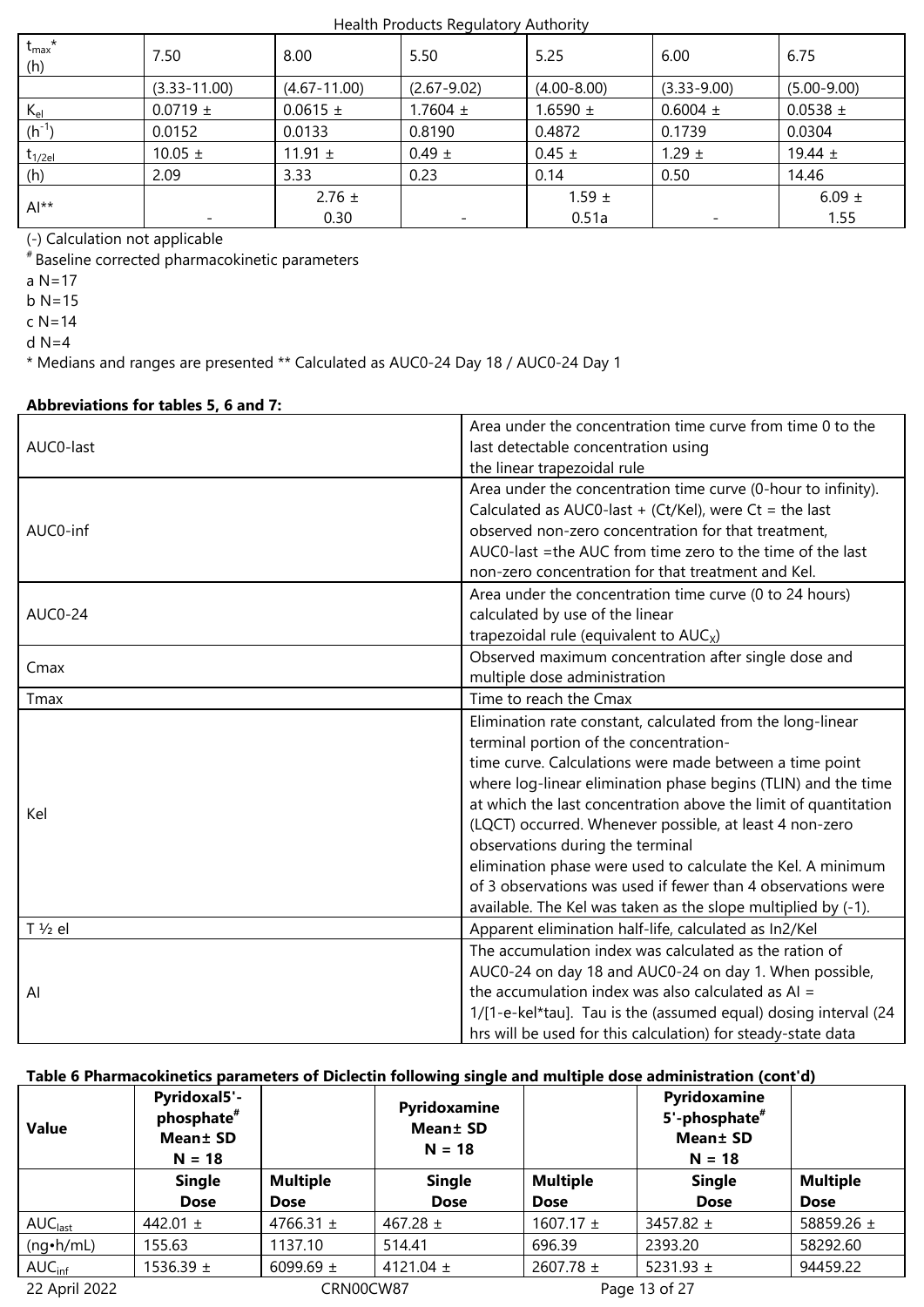| $t_{max}$* (h) | 7.50 | 8.00 | 5.50 | 5.25 | 6.00 | 6.75 |
|---|---|---|---|---|---|---|
| | (3.33-11.00) | (4.67-11.00) | (2.67-9.02) | (4.00-8.00) | (3.33-9.00) | (5.00-9.00) |
| $K_{el}$ ($h^{-1}$) | 0.0719 ± 0.0152 | 0.0615 ± 0.0133 | 1.7604 ± 0.8190 | 1.6590 ± 0.4872 | 0.6004 ± 0.1739 | 0.0538 ± 0.0304 |
| $t_{1/2el}$ (h) | 10.05 ± 2.09 | 11.91 ± 3.33 | 0.49 ± 0.23 | 0.45 ± 0.14 | 1.29 ± 0.50 | 19.44 ± 14.46 |
| AI** | - | 2.76 ± 0.30 | - | 1.59 ± 0.51a | - | 6.09 ± 1.55 |

(-) Calculation not applicable

# Baseline corrected pharmacokinetic parameters

a N=17

b N=15

c N=14

d N=4

\* Medians and ranges are presented ** Calculated as AUC0-24 Day 18 / AUC0-24 Day 1

**Abbreviations for tables 5, 6 and 7:**

| | |
|---|---|
| AUC0-last | Area under the concentration time curve from time 0 to the last detectable concentration using the linear trapezoidal rule |
| AUC0-inf | Area under the concentration time curve (0-hour to infinity). Calculated as AUC0-last + (Ct/Kel), were Ct = the last observed non-zero concentration for that treatment, AUC0-last =the AUC from time zero to the time of the last non-zero concentration for that treatment and Kel. |
| AUC0-24 | Area under the concentration time curve (0 to 24 hours) calculated by use of the linear trapezoidal rule (equivalent to $AUC_X$) |
| Cmax | Observed maximum concentration after single dose and multiple dose administration |
| Tmax | Time to reach the Cmax |
| Kel | Elimination rate constant, calculated from the long-linear terminal portion of the concentration-time curve. Calculations were made between a time point where log-linear elimination phase begins (TLIN) and the time at which the last concentration above the limit of quantitation (LQCT) occurred. Whenever possible, at least 4 non-zero observations during the terminal elimination phase were used to calculate the Kel. A minimum of 3 observations was used if fewer than 4 observations were available. The Kel was taken as the slope multiplied by (-1). |
| T ½ el | Apparent elimination half-life, calculated as ln2/Kel |
| AI | The accumulation index was calculated as the ration of AUC0-24 on day 18 and AUC0-24 on day 1. When possible, the accumulation index was also calculated as AI = 1/[1-e-kel*tau]. Tau is the (assumed equal) dosing interval (24 hrs will be used for this calculation) for steady-state data |

**Table 6 Pharmacokinetics parameters of Diclectin following single and multiple dose administration (cont'd)**

| Value | Pyridoxal5'-phosphate# Mean± SD N = 18 | | Pyridoxamine Mean± SD N = 18 | | Pyridoxamine 5'-phosphate# Mean± SD N = 18 | |
|---|---|---|---|---|---|---|
| | **Single Dose** | **Multiple Dose** | **Single Dose** | **Multiple Dose** | **Single Dose** | **Multiple Dose** |
| $AUC_{last}$ (ng•h/mL) | 442.01 ± 155.63 | 4766.31 ± 1137.10 | 467.28 ± 514.41 | 1607.17 ± 696.39 | 3457.82 ± 2393.20 | 58859.26 ± 58292.60 |
| $AUC_{inf}$ | 1536.39 ± | 6099.69 ± | 4121.04 ± | 2607.78 ± | 5231.93 ± | 94459.22 |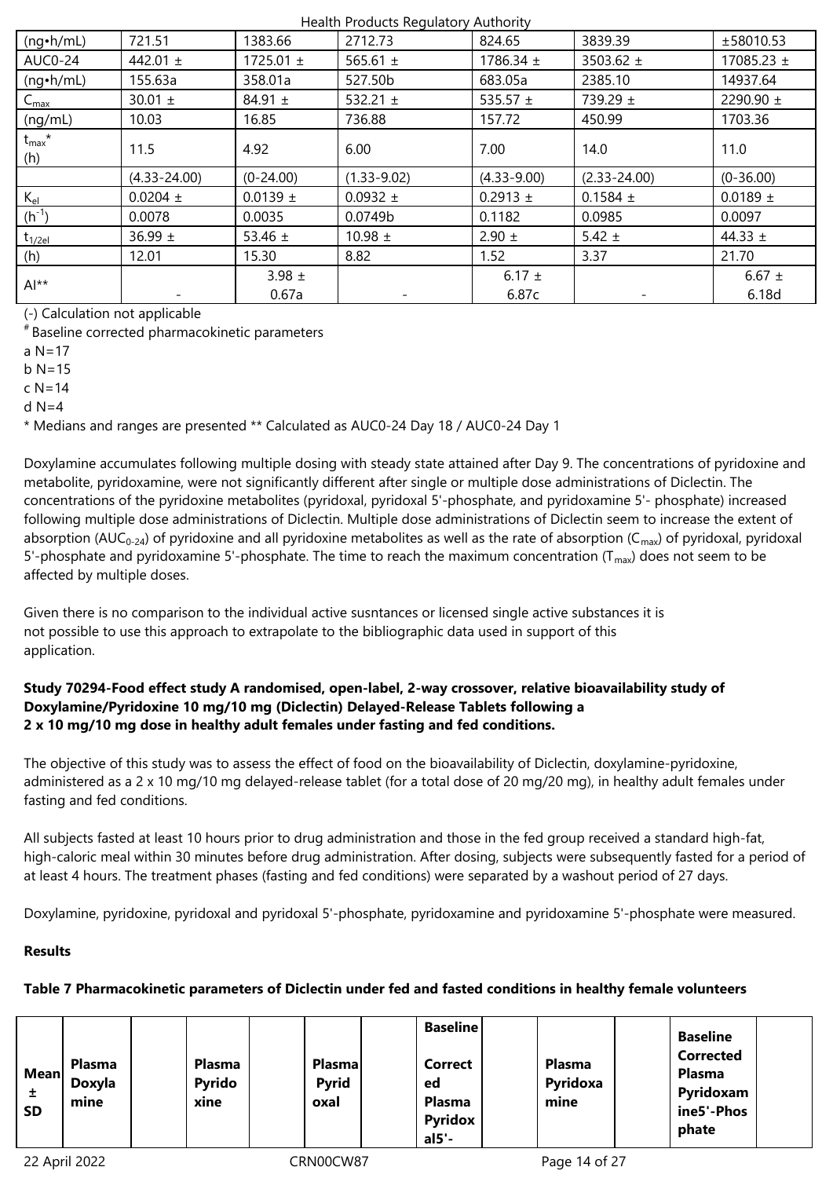| (ng•h/mL) | 721.51 | 1383.66 | 2712.73 | 824.65 | 3839.39 | ±58010.53 |
|---|---|---|---|---|---|---|
| AUC0-24 | 442.01 ± | 1725.01 ± | 565.61 ± | 1786.34 ± | 3503.62 ± | 17085.23 ± |
| (ng•h/mL) | 155.63a | 358.01a | 527.50b | 683.05a | 2385.10 | 14937.64 |
| $C_{max}$ | 30.01 ± | 84.91 ± | 532.21 ± | 535.57 ± | 739.29 ± | 2290.90 ± |
| (ng/mL) | 10.03 | 16.85 | 736.88 | 157.72 | 450.99 | 1703.36 |
| $t_{max}$* (h) | 11.5 | 4.92 | 6.00 | 7.00 | 14.0 | 11.0 |
| | (4.33-24.00) | (0-24.00) | (1.33-9.02) | (4.33-9.00) | (2.33-24.00) | (0-36.00) |
| $K_{el}$ | 0.0204 ± | 0.0139 ± | 0.0932 ± | 0.2913 ± | 0.1584 ± | 0.0189 ± |
| ($h^{-1}$) | 0.0078 | 0.0035 | 0.0749b | 0.1182 | 0.0985 | 0.0097 |
| $t_{1/2el}$ | 36.99 ± | 53.46 ± | 10.98 ± | 2.90 ± | 5.42 ± | 44.33 ± |
| (h) | 12.01 | 15.30 | 8.82 | 1.52 | 3.37 | 21.70 |
| AI** | - | 3.98 ± 0.67a | - | 6.17 ± 6.87c | - | 6.67 ± 6.18d |

(-) Calculation not applicable

# Baseline corrected pharmacokinetic parameters

a N=17

b N=15

c N=14

d N=4

\* Medians and ranges are presented ** Calculated as AUC0-24 Day 18 / AUC0-24 Day 1

Doxylamine accumulates following multiple dosing with steady state attained after Day 9. The concentrations of pyridoxine and metabolite, pyridoxamine, were not significantly different after single or multiple dose administrations of Diclectin. The concentrations of the pyridoxine metabolites (pyridoxal, pyridoxal 5'-phosphate, and pyridoxamine 5'- phosphate) increased following multiple dose administrations of Diclectin. Multiple dose administrations of Diclectin seem to increase the extent of absorption ($AUC_{0-24}$) of pyridoxine and all pyridoxine metabolites as well as the rate of absorption ($C_{max}$) of pyridoxal, pyridoxal 5'-phosphate and pyridoxamine 5'-phosphate. The time to reach the maximum concentration ($T_{max}$) does not seem to be affected by multiple doses.

Given there is no comparison to the individual active susntances or licensed single active substances it is not possible to use this approach to extrapolate to the bibliographic data used in support of this application.

**Study 70294-Food effect study A randomised, open-label, 2-way crossover, relative bioavailability study of Doxylamine/Pyridoxine 10 mg/10 mg (Diclectin) Delayed-Release Tablets following a 2 x 10 mg/10 mg dose in healthy adult females under fasting and fed conditions.**

The objective of this study was to assess the effect of food on the bioavailability of Diclectin, doxylamine-pyridoxine, administered as a 2 x 10 mg/10 mg delayed-release tablet (for a total dose of 20 mg/20 mg), in healthy adult females under fasting and fed conditions.

All subjects fasted at least 10 hours prior to drug administration and those in the fed group received a standard high-fat, high-caloric meal within 30 minutes before drug administration. After dosing, subjects were subsequently fasted for a period of at least 4 hours. The treatment phases (fasting and fed conditions) were separated by a washout period of 27 days.

Doxylamine, pyridoxine, pyridoxal and pyridoxal 5'-phosphate, pyridoxamine and pyridoxamine 5'-phosphate were measured.

**Results**

**Table 7 Pharmacokinetic parameters of Diclectin under fed and fasted conditions in healthy female volunteers**

| Mean ± SD | Plasma Doxylamine | | Plasma Pyridoxine | | Plasma Pyridoxal | | Baseline Corrected Plasma Pyridoxal5'- | | Plasma Pyridoxamine | | Baseline Corrected Plasma Pyridoxamine5'-Phosphate | |
|---|---|---|---|---|---|---|---|---|---|---|---|---|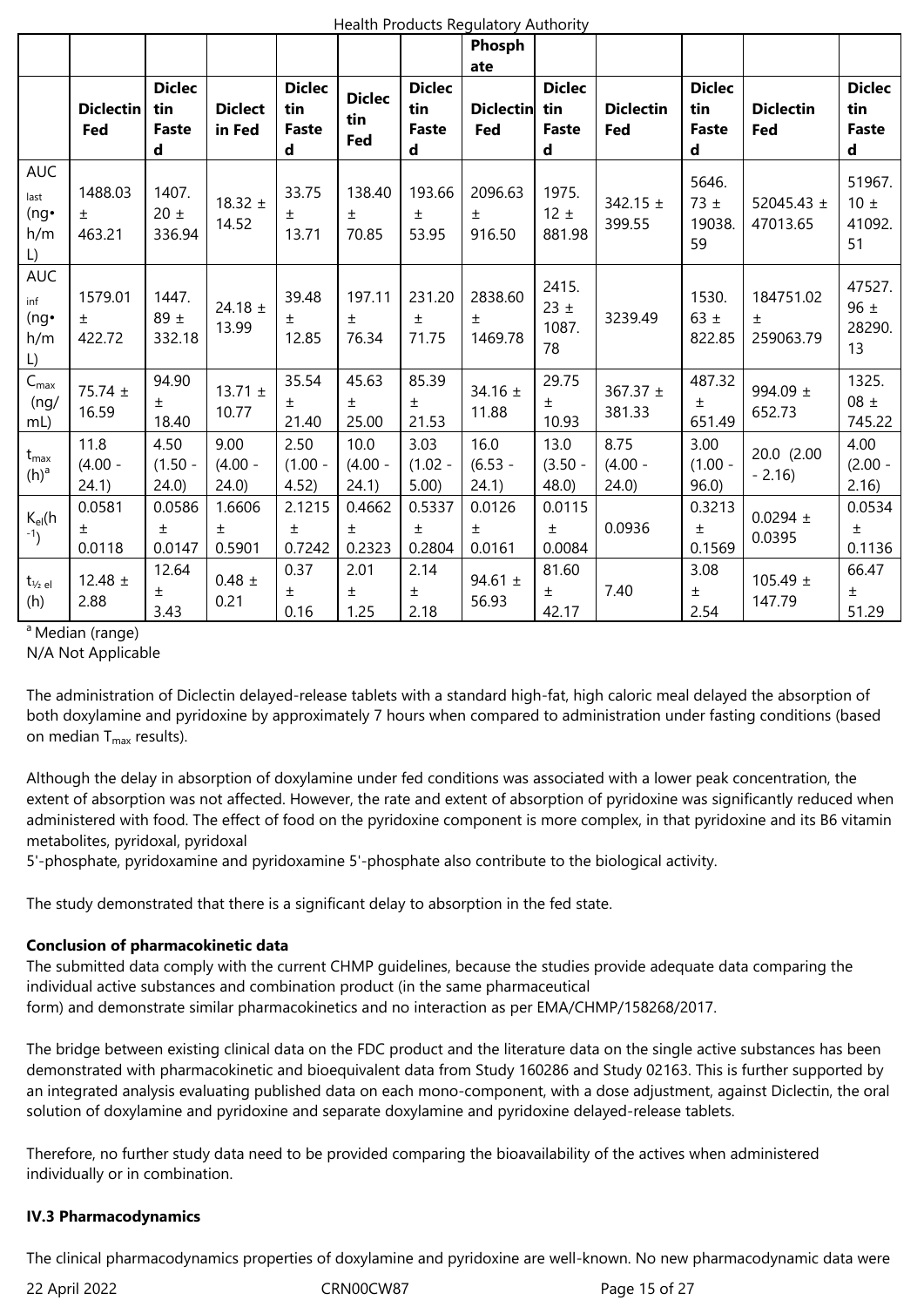| | | | | | | | Phosphate | | | | | |
|---|---|---|---|---|---|---|---|---|---|---|---|---|
| | Diclectin Fed | Diclectin Fasted | Diclectin Fed | Diclectin Fasted | Diclectin Fed | Diclectin Fasted | Diclectin Fed | Diclectin Fasted | Diclectin Fed | Diclectin Fasted | Diclectin Fed | Diclectin Fasted |
| $AUC_{last}$ (ng•h/mL) | 1488.03 ± 463.21 | 1407.20 ± 336.94 | 18.32 ± 14.52 | 33.75 ± 13.71 | 138.40 ± 70.85 | 193.66 ± 53.95 | 2096.63 ± 916.50 | 1975.12 ± 881.98 | 342.15 ± 399.55 | 5646.73 ± 19038.59 | 52045.43 ± 47013.65 | 51967.10 ± 41092.51 |
| $AUC_{inf}$ (ng•h/mL) | 1579.01 ± 422.72 | 1447.89 ± 332.18 | 24.18 ± 13.99 | 39.48 ± 12.85 | 197.11 ± 76.34 | 231.20 ± 71.75 | 2838.60 ± 1469.78 | 2415.23 ± 1087.78 | 3239.49 | 1530.63 ± 822.85 | 184751.02 ± 259063.79 | 47527.96 ± 28290.13 |
| $C_{max}$ (ng/mL) | 75.74 ± 16.59 | 94.90 ± 18.40 | 13.71 ± 10.77 | 35.54 ± 21.40 | 45.63 ± 25.00 | 85.39 ± 21.53 | 34.16 ± 11.88 | 29.75 ± 10.93 | 367.37 ± 381.33 | 487.32 ± 651.49 | 994.09 ± 652.73 | 1325.08 ± 745.22 |
| $t_{max}$ (h)[a] | 11.8 (4.00 - 24.1) | 4.50 (1.50 - 24.0) | 9.00 (4.00 - 24.0) | 2.50 (1.00 - 4.52) | 10.0 (4.00 - 24.1) | 3.03 (1.02 - 5.00) | 16.0 (6.53 - 24.1) | 13.0 (3.50 - 48.0) | 8.75 (4.00 - 24.0) | 3.00 (1.00 - 96.0) | 20.0 (2.00 - 2.16) | 4.00 (2.00 - 2.16) |
| $K_{el}$($h^{-1}$) | 0.0581 ± 0.0118 | 0.0586 ± 0.0147 | 1.6606 ± 0.5901 | 2.1215 ± 0.7242 | 0.4662 ± 0.2323 | 0.5337 ± 0.2804 | 0.0126 ± 0.0161 | 0.0115 ± 0.0084 | 0.0936 | 0.3213 ± 0.1569 | 0.0294 ± 0.0395 | 0.0534 ± 0.1136 |
| $t_{½ el}$ (h) | 12.48 ± 2.88 | 12.64 ± 3.43 | 0.48 ± 0.21 | 0.37 ± 0.16 | 2.01 ± 1.25 | 2.14 ± 2.18 | 94.61 ± 56.93 | 81.60 ± 42.17 | 7.40 | 3.08 ± 2.54 | 105.49 ± 147.79 | 66.47 ± 51.29 |

[a] Median (range)
N/A Not Applicable

The administration of Diclectin delayed-release tablets with a standard high-fat, high caloric meal delayed the absorption of both doxylamine and pyridoxine by approximately 7 hours when compared to administration under fasting conditions (based on median $T_{max}$ results).

Although the delay in absorption of doxylamine under fed conditions was associated with a lower peak concentration, the extent of absorption was not affected. However, the rate and extent of absorption of pyridoxine was significantly reduced when administered with food. The effect of food on the pyridoxine component is more complex, in that pyridoxine and its B6 vitamin metabolites, pyridoxal, pyridoxal 5'-phosphate, pyridoxamine and pyridoxamine 5'-phosphate also contribute to the biological activity.

The study demonstrated that there is a significant delay to absorption in the fed state.

**Conclusion of pharmacokinetic data**

The submitted data comply with the current CHMP guidelines, because the studies provide adequate data comparing the individual active substances and combination product (in the same pharmaceutical form) and demonstrate similar pharmacokinetics and no interaction as per EMA/CHMP/158268/2017.

The bridge between existing clinical data on the FDC product and the literature data on the single active substances has been demonstrated with pharmacokinetic and bioequivalent data from Study 160286 and Study 02163. This is further supported by an integrated analysis evaluating published data on each mono-component, with a dose adjustment, against Diclectin, the oral solution of doxylamine and pyridoxine and separate doxylamine and pyridoxine delayed-release tablets.

Therefore, no further study data need to be provided comparing the bioavailability of the actives when administered individually or in combination.

**IV.3 Pharmacodynamics**

The clinical pharmacodynamics properties of doxylamine and pyridoxine are well-known. No new pharmacodynamic data were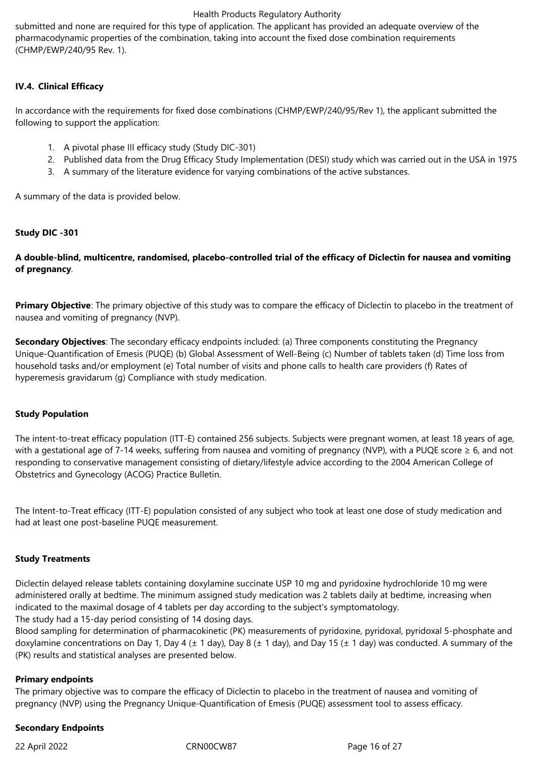submitted and none are required for this type of application. The applicant has provided an adequate overview of the pharmacodynamic properties of the combination, taking into account the fixed dose combination requirements (CHMP/EWP/240/95 Rev. 1).

### IV.4. Clinical Efficacy

In accordance with the requirements for fixed dose combinations (CHMP/EWP/240/95/Rev 1), the applicant submitted the following to support the application:

1. A pivotal phase III efficacy study (Study DIC-301)
2. Published data from the Drug Efficacy Study Implementation (DESI) study which was carried out in the USA in 1975
3. A summary of the literature evidence for varying combinations of the active substances.

A summary of the data is provided below.

**Study DIC -301**

**A double-blind, multicentre, randomised, placebo-controlled trial of the efficacy of Diclectin for nausea and vomiting of pregnancy**.

**Primary Objective**: The primary objective of this study was to compare the efficacy of Diclectin to placebo in the treatment of nausea and vomiting of pregnancy (NVP).

**Secondary Objectives**: The secondary efficacy endpoints included: (a) Three components constituting the Pregnancy Unique-Quantification of Emesis (PUQE) (b) Global Assessment of Well-Being (c) Number of tablets taken (d) Time loss from household tasks and/or employment (e) Total number of visits and phone calls to health care providers (f) Rates of hyperemesis gravidarum (g) Compliance with study medication.

**Study Population**

The intent-to-treat efficacy population (ITT-E) contained 256 subjects. Subjects were pregnant women, at least 18 years of age, with a gestational age of 7-14 weeks, suffering from nausea and vomiting of pregnancy (NVP), with a PUQE score ≥ 6, and not responding to conservative management consisting of dietary/lifestyle advice according to the 2004 American College of Obstetrics and Gynecology (ACOG) Practice Bulletin.

The Intent-to-Treat efficacy (ITT-E) population consisted of any subject who took at least one dose of study medication and had at least one post-baseline PUQE measurement.

**Study Treatments**

Diclectin delayed release tablets containing doxylamine succinate USP 10 mg and pyridoxine hydrochloride 10 mg were administered orally at bedtime. The minimum assigned study medication was 2 tablets daily at bedtime, increasing when indicated to the maximal dosage of 4 tablets per day according to the subject's symptomatology.
The study had a 15-day period consisting of 14 dosing days.
Blood sampling for determination of pharmacokinetic (PK) measurements of pyridoxine, pyridoxal, pyridoxal 5-phosphate and doxylamine concentrations on Day 1, Day 4 (± 1 day), Day 8 (± 1 day), and Day 15 (± 1 day) was conducted. A summary of the (PK) results and statistical analyses are presented below.

**Primary endpoints**
The primary objective was to compare the efficacy of Diclectin to placebo in the treatment of nausea and vomiting of pregnancy (NVP) using the Pregnancy Unique-Quantification of Emesis (PUQE) assessment tool to assess efficacy.

**Secondary Endpoints**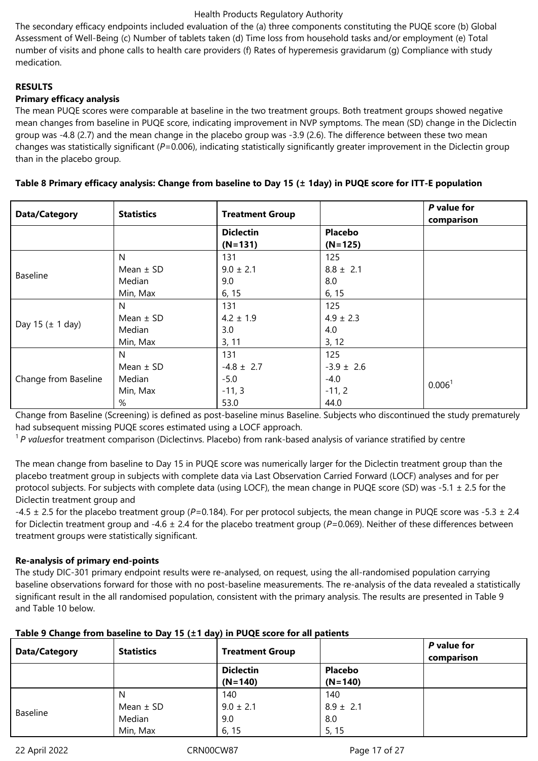The secondary efficacy endpoints included evaluation of the (a) three components constituting the PUQE score (b) Global Assessment of Well-Being (c) Number of tablets taken (d) Time loss from household tasks and/or employment (e) Total number of visits and phone calls to health care providers (f) Rates of hyperemesis gravidarum (g) Compliance with study medication.

**RESULTS**

**Primary efficacy analysis**

The mean PUQE scores were comparable at baseline in the two treatment groups. Both treatment groups showed negative mean changes from baseline in PUQE score, indicating improvement in NVP symptoms. The mean (SD) change in the Diclectin group was -4.8 (2.7) and the mean change in the placebo group was -3.9 (2.6). The difference between these two mean changes was statistically significant (*P*=0.006), indicating statistically significantly greater improvement in the Diclectin group than in the placebo group.

**Table 8 Primary efficacy analysis: Change from baseline to Day 15 (± 1day) in PUQE score for ITT-E population**

| Data/Category | Statistics | Treatment Group | | *P* value for comparison |
|---|---|---|---|---|
| | | Diclectin (N=131) | Placebo (N=125) | |
| Baseline | N<br>Mean ± SD<br>Median<br>Min, Max | 131<br>9.0 ± 2.1<br>9.0<br>6, 15 | 125<br>8.8 ± 2.1<br>8.0<br>6, 15 | |
| Day 15 (± 1 day) | N<br>Mean ± SD<br>Median<br>Min, Max | 131<br>4.2 ± 1.9<br>3.0<br>3, 11 | 125<br>4.9 ± 2.3<br>4.0<br>3, 12 | |
| Change from Baseline | N<br>Mean ± SD<br>Median<br>Min, Max<br>% | 131<br>-4.8 ± 2.7<br>-5.0<br>-11, 3<br>53.0 | 125<br>-3.9 ± 2.6<br>-4.0<br>-11, 2<br>44.0 | 0.006[1] |

Change from Baseline (Screening) is defined as post-baseline minus Baseline. Subjects who discontinued the study prematurely had subsequent missing PUQE scores estimated using a LOCF approach.

[1] *P values*for treatment comparison (Diclectinvs. Placebo) from rank-based analysis of variance stratified by centre

The mean change from baseline to Day 15 in PUQE score was numerically larger for the Diclectin treatment group than the placebo treatment group in subjects with complete data via Last Observation Carried Forward (LOCF) analyses and for per protocol subjects. For subjects with complete data (using LOCF), the mean change in PUQE score (SD) was -5.1 ± 2.5 for the Diclectin treatment group and

-4.5 ± 2.5 for the placebo treatment group (*P*=0.184). For per protocol subjects, the mean change in PUQE score was -5.3 ± 2.4 for Diclectin treatment group and -4.6 ± 2.4 for the placebo treatment group (*P*=0.069). Neither of these differences between treatment groups were statistically significant.

**Re-analysis of primary end-points**

The study DIC-301 primary endpoint results were re-analysed, on request, using the all-randomised population carrying baseline observations forward for those with no post-baseline measurements. The re-analysis of the data revealed a statistically significant result in the all randomised population, consistent with the primary analysis. The results are presented in Table 9 and Table 10 below.

**Table 9 Change from baseline to Day 15 (±1 day) in PUQE score for all patients**

| Data/Category | Statistics | Treatment Group | | *P* value for comparison |
|---|---|---|---|---|
| | | Diclectin (N=140) | Placebo (N=140) | |
| Baseline | N<br>Mean ± SD<br>Median<br>Min, Max | 140<br>9.0 ± 2.1<br>9.0<br>6, 15 | 140<br>8.9 ± 2.1<br>8.0<br>5, 15 | |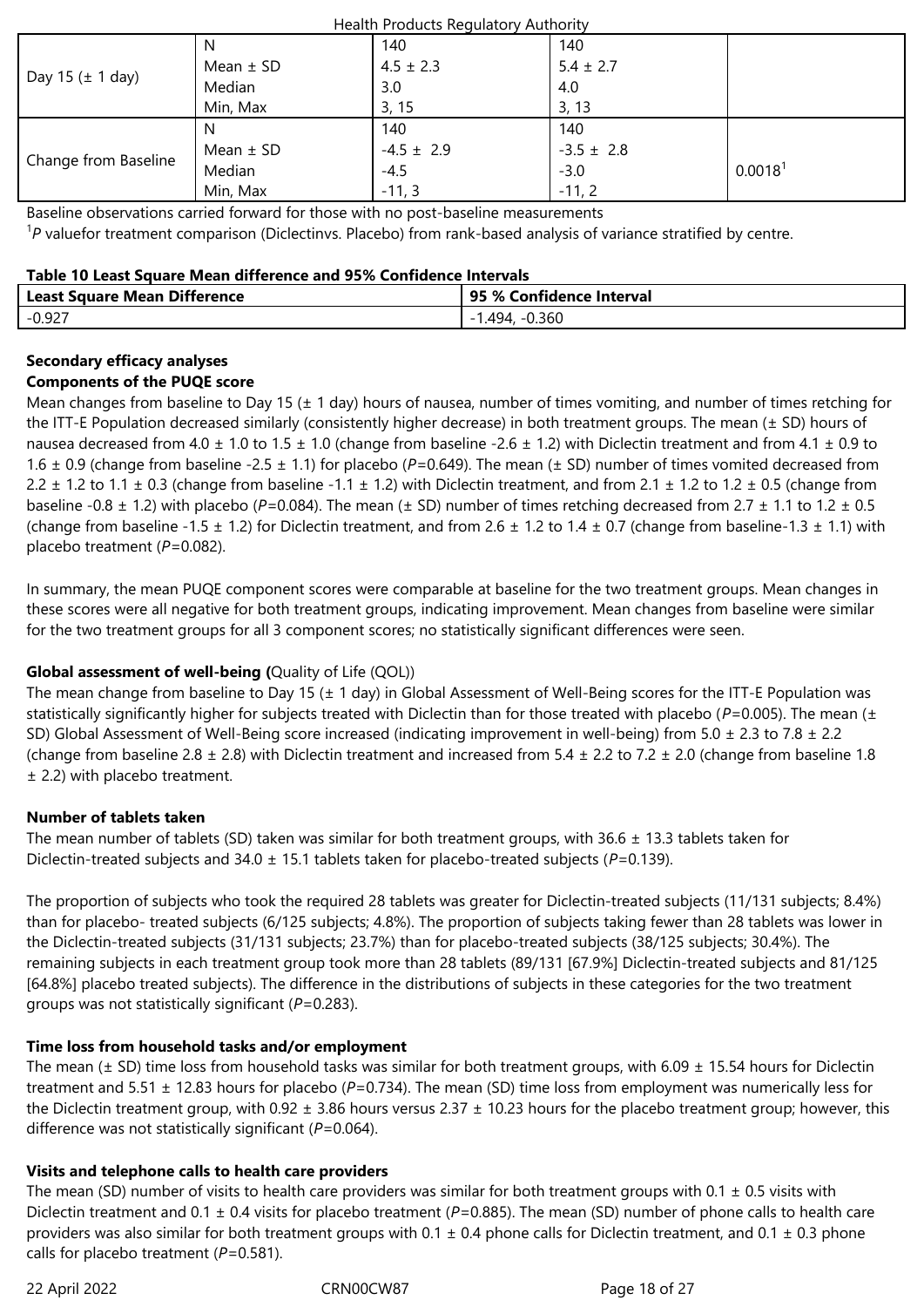| | | | | |
|---|---|---|---|---|
| Day 15 (± 1 day) | N<br>Mean ± SD<br>Median<br>Min, Max | 140<br>4.5 ± 2.3<br>3.0<br>3, 15 | 140<br>5.4 ± 2.7<br>4.0<br>3, 13 | |
| Change from Baseline | N<br>Mean ± SD<br>Median<br>Min, Max | 140<br>-4.5 ± 2.9<br>-4.5<br>-11, 3 | 140<br>-3.5 ± 2.8<br>-3.0<br>-11, 2 | 0.0018[1] |

Baseline observations carried forward for those with no post-baseline measurements

[1]*P* valuefor treatment comparison (Diclectinvs. Placebo) from rank-based analysis of variance stratified by centre.

**Table 10 Least Square Mean difference and 95% Confidence Intervals**

| Least Square Mean Difference | 95 % Confidence Interval |
|---|---|
| -0.927 | -1.494, -0.360 |

**Secondary efficacy analyses**

**Components of the PUQE score**

Mean changes from baseline to Day 15 (± 1 day) hours of nausea, number of times vomiting, and number of times retching for the ITT-E Population decreased similarly (consistently higher decrease) in both treatment groups. The mean (± SD) hours of nausea decreased from 4.0 ± 1.0 to 1.5 ± 1.0 (change from baseline -2.6 ± 1.2) with Diclectin treatment and from 4.1 ± 0.9 to 1.6 ± 0.9 (change from baseline -2.5 ± 1.1) for placebo (*P*=0.649). The mean (± SD) number of times vomited decreased from 2.2 ± 1.2 to 1.1 ± 0.3 (change from baseline -1.1 ± 1.2) with Diclectin treatment, and from 2.1 ± 1.2 to 1.2 ± 0.5 (change from baseline -0.8 ± 1.2) with placebo (*P*=0.084). The mean (± SD) number of times retching decreased from 2.7 ± 1.1 to 1.2 ± 0.5 (change from baseline -1.5 ± 1.2) for Diclectin treatment, and from 2.6 ± 1.2 to 1.4 ± 0.7 (change from baseline-1.3 ± 1.1) with placebo treatment (*P*=0.082).

In summary, the mean PUQE component scores were comparable at baseline for the two treatment groups. Mean changes in these scores were all negative for both treatment groups, indicating improvement. Mean changes from baseline were similar for the two treatment groups for all 3 component scores; no statistically significant differences were seen.

**Global assessment of well-being (**Quality of Life (QOL))

The mean change from baseline to Day 15 (± 1 day) in Global Assessment of Well-Being scores for the ITT-E Population was statistically significantly higher for subjects treated with Diclectin than for those treated with placebo (*P*=0.005). The mean (± SD) Global Assessment of Well-Being score increased (indicating improvement in well-being) from 5.0 ± 2.3 to 7.8 ± 2.2 (change from baseline 2.8 ± 2.8) with Diclectin treatment and increased from 5.4 ± 2.2 to 7.2 ± 2.0 (change from baseline 1.8 ± 2.2) with placebo treatment.

**Number of tablets taken**

The mean number of tablets (SD) taken was similar for both treatment groups, with 36.6 ± 13.3 tablets taken for Diclectin-treated subjects and 34.0 ± 15.1 tablets taken for placebo-treated subjects (*P*=0.139).

The proportion of subjects who took the required 28 tablets was greater for Diclectin-treated subjects (11/131 subjects; 8.4%) than for placebo- treated subjects (6/125 subjects; 4.8%). The proportion of subjects taking fewer than 28 tablets was lower in the Diclectin-treated subjects (31/131 subjects; 23.7%) than for placebo-treated subjects (38/125 subjects; 30.4%). The remaining subjects in each treatment group took more than 28 tablets (89/131 [67.9%] Diclectin-treated subjects and 81/125 [64.8%] placebo treated subjects). The difference in the distributions of subjects in these categories for the two treatment groups was not statistically significant (*P*=0.283).

**Time loss from household tasks and/or employment**

The mean (± SD) time loss from household tasks was similar for both treatment groups, with 6.09 ± 15.54 hours for Diclectin treatment and 5.51 ± 12.83 hours for placebo (*P*=0.734). The mean (SD) time loss from employment was numerically less for the Diclectin treatment group, with 0.92 ± 3.86 hours versus 2.37 ± 10.23 hours for the placebo treatment group; however, this difference was not statistically significant (*P*=0.064).

**Visits and telephone calls to health care providers**

The mean (SD) number of visits to health care providers was similar for both treatment groups with 0.1 ± 0.5 visits with Diclectin treatment and 0.1 ± 0.4 visits for placebo treatment (*P*=0.885). The mean (SD) number of phone calls to health care providers was also similar for both treatment groups with 0.1 ± 0.4 phone calls for Diclectin treatment, and 0.1 ± 0.3 phone calls for placebo treatment (*P*=0.581).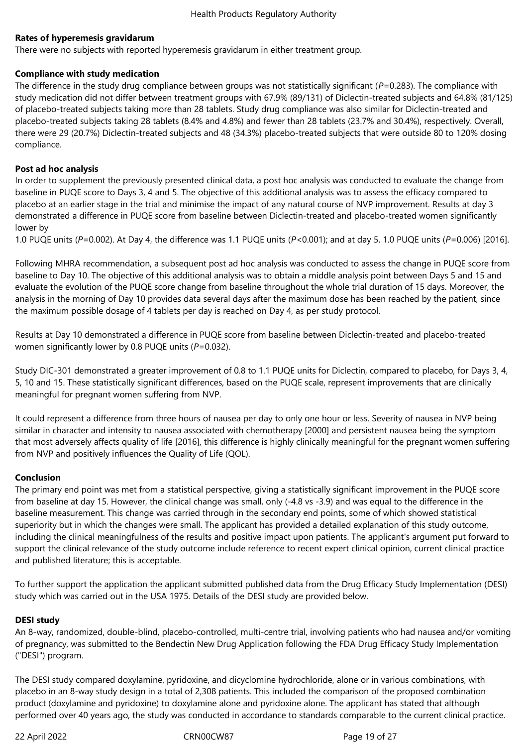**Rates of hyperemesis gravidarum**

There were no subjects with reported hyperemesis gravidarum in either treatment group.

**Compliance with study medication**

The difference in the study drug compliance between groups was not statistically significant ($P$=0.283). The compliance with study medication did not differ between treatment groups with 67.9% (89/131) of Diclectin-treated subjects and 64.8% (81/125) of placebo-treated subjects taking more than 28 tablets. Study drug compliance was also similar for Diclectin-treated and placebo-treated subjects taking 28 tablets (8.4% and 4.8%) and fewer than 28 tablets (23.7% and 30.4%), respectively. Overall, there were 29 (20.7%) Diclectin-treated subjects and 48 (34.3%) placebo-treated subjects that were outside 80 to 120% dosing compliance.

**Post ad hoc analysis**

In order to supplement the previously presented clinical data, a post hoc analysis was conducted to evaluate the change from baseline in PUQE score to Days 3, 4 and 5. The objective of this additional analysis was to assess the efficacy compared to placebo at an earlier stage in the trial and minimise the impact of any natural course of NVP improvement. Results at day 3 demonstrated a difference in PUQE score from baseline between Diclectin-treated and placebo-treated women significantly lower by

1.0 PUQE units ($P$=0.002). At Day 4, the difference was 1.1 PUQE units ($P$<0.001); and at day 5, 1.0 PUQE units ($P$=0.006) [2016].

Following MHRA recommendation, a subsequent post ad hoc analysis was conducted to assess the change in PUQE score from baseline to Day 10. The objective of this additional analysis was to obtain a middle analysis point between Days 5 and 15 and evaluate the evolution of the PUQE score change from baseline throughout the whole trial duration of 15 days. Moreover, the analysis in the morning of Day 10 provides data several days after the maximum dose has been reached by the patient, since the maximum possible dosage of 4 tablets per day is reached on Day 4, as per study protocol.

Results at Day 10 demonstrated a difference in PUQE score from baseline between Diclectin-treated and placebo-treated women significantly lower by 0.8 PUQE units ($P$=0.032).

Study DIC-301 demonstrated a greater improvement of 0.8 to 1.1 PUQE units for Diclectin, compared to placebo, for Days 3, 4, 5, 10 and 15. These statistically significant differences, based on the PUQE scale, represent improvements that are clinically meaningful for pregnant women suffering from NVP.

It could represent a difference from three hours of nausea per day to only one hour or less. Severity of nausea in NVP being similar in character and intensity to nausea associated with chemotherapy [2000] and persistent nausea being the symptom that most adversely affects quality of life [2016], this difference is highly clinically meaningful for the pregnant women suffering from NVP and positively influences the Quality of Life (QOL).

**Conclusion**

The primary end point was met from a statistical perspective, giving a statistically significant improvement in the PUQE score from baseline at day 15. However, the clinical change was small, only (-4.8 vs -3.9) and was equal to the difference in the baseline measurement. This change was carried through in the secondary end points, some of which showed statistical superiority but in which the changes were small. The applicant has provided a detailed explanation of this study outcome, including the clinical meaningfulness of the results and positive impact upon patients. The applicant's argument put forward to support the clinical relevance of the study outcome include reference to recent expert clinical opinion, current clinical practice and published literature; this is acceptable.

To further support the application the applicant submitted published data from the Drug Efficacy Study Implementation (DESI) study which was carried out in the USA 1975. Details of the DESI study are provided below.

**DESI study**

An 8-way, randomized, double-blind, placebo-controlled, multi-centre trial, involving patients who had nausea and/or vomiting of pregnancy, was submitted to the Bendectin New Drug Application following the FDA Drug Efficacy Study Implementation ("DESI") program.

The DESI study compared doxylamine, pyridoxine, and dicyclomine hydrochloride, alone or in various combinations, with placebo in an 8-way study design in a total of 2,308 patients. This included the comparison of the proposed combination product (doxylamine and pyridoxine) to doxylamine alone and pyridoxine alone. The applicant has stated that although performed over 40 years ago, the study was conducted in accordance to standards comparable to the current clinical practice.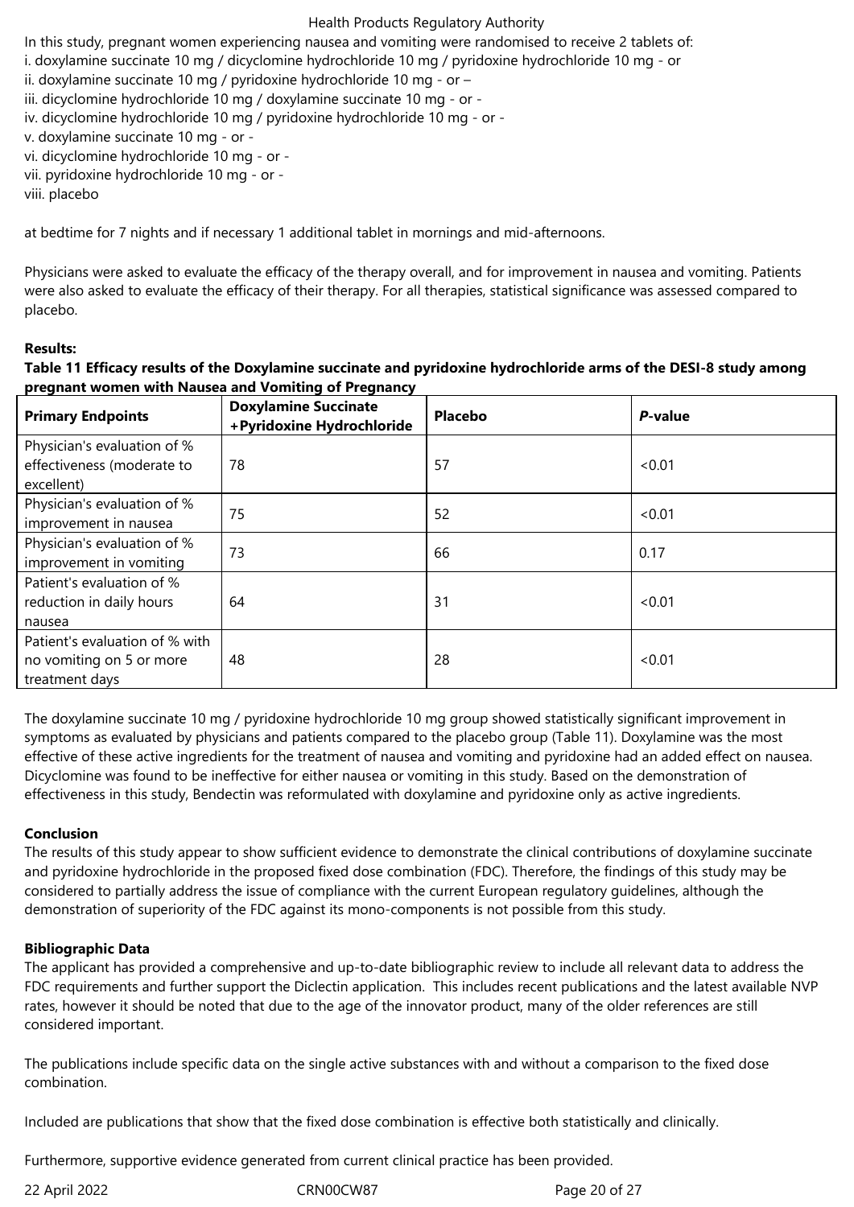In this study, pregnant women experiencing nausea and vomiting were randomised to receive 2 tablets of:

i. doxylamine succinate 10 mg / dicyclomine hydrochloride 10 mg / pyridoxine hydrochloride 10 mg - or
ii. doxylamine succinate 10 mg / pyridoxine hydrochloride 10 mg - or –
iii. dicyclomine hydrochloride 10 mg / doxylamine succinate 10 mg - or -
iv. dicyclomine hydrochloride 10 mg / pyridoxine hydrochloride 10 mg - or -
v. doxylamine succinate 10 mg - or -
vi. dicyclomine hydrochloride 10 mg - or -
vii. pyridoxine hydrochloride 10 mg - or -
viii. placebo

at bedtime for 7 nights and if necessary 1 additional tablet in mornings and mid-afternoons.

Physicians were asked to evaluate the efficacy of the therapy overall, and for improvement in nausea and vomiting. Patients were also asked to evaluate the efficacy of their therapy. For all therapies, statistical significance was assessed compared to placebo.

**Results:**

**Table 11 Efficacy results of the Doxylamine succinate and pyridoxine hydrochloride arms of the DESI-8 study among pregnant women with Nausea and Vomiting of Pregnancy**

| Primary Endpoints | Doxylamine Succinate +Pyridoxine Hydrochloride | Placebo | *P*-value |
|---|---|---|---|
| Physician's evaluation of % effectiveness (moderate to excellent) | 78 | 57 | <0.01 |
| Physician's evaluation of % improvement in nausea | 75 | 52 | <0.01 |
| Physician's evaluation of % improvement in vomiting | 73 | 66 | 0.17 |
| Patient's evaluation of % reduction in daily hours nausea | 64 | 31 | <0.01 |
| Patient's evaluation of % with no vomiting on 5 or more treatment days | 48 | 28 | <0.01 |

The doxylamine succinate 10 mg / pyridoxine hydrochloride 10 mg group showed statistically significant improvement in symptoms as evaluated by physicians and patients compared to the placebo group (Table 11). Doxylamine was the most effective of these active ingredients for the treatment of nausea and vomiting and pyridoxine had an added effect on nausea. Dicyclomine was found to be ineffective for either nausea or vomiting in this study. Based on the demonstration of effectiveness in this study, Bendectin was reformulated with doxylamine and pyridoxine only as active ingredients.

**Conclusion**

The results of this study appear to show sufficient evidence to demonstrate the clinical contributions of doxylamine succinate and pyridoxine hydrochloride in the proposed fixed dose combination (FDC). Therefore, the findings of this study may be considered to partially address the issue of compliance with the current European regulatory guidelines, although the demonstration of superiority of the FDC against its mono-components is not possible from this study.

**Bibliographic Data**

The applicant has provided a comprehensive and up-to-date bibliographic review to include all relevant data to address the FDC requirements and further support the Diclectin application. This includes recent publications and the latest available NVP rates, however it should be noted that due to the age of the innovator product, many of the older references are still considered important.

The publications include specific data on the single active substances with and without a comparison to the fixed dose combination.

Included are publications that show that the fixed dose combination is effective both statistically and clinically.

Furthermore, supportive evidence generated from current clinical practice has been provided.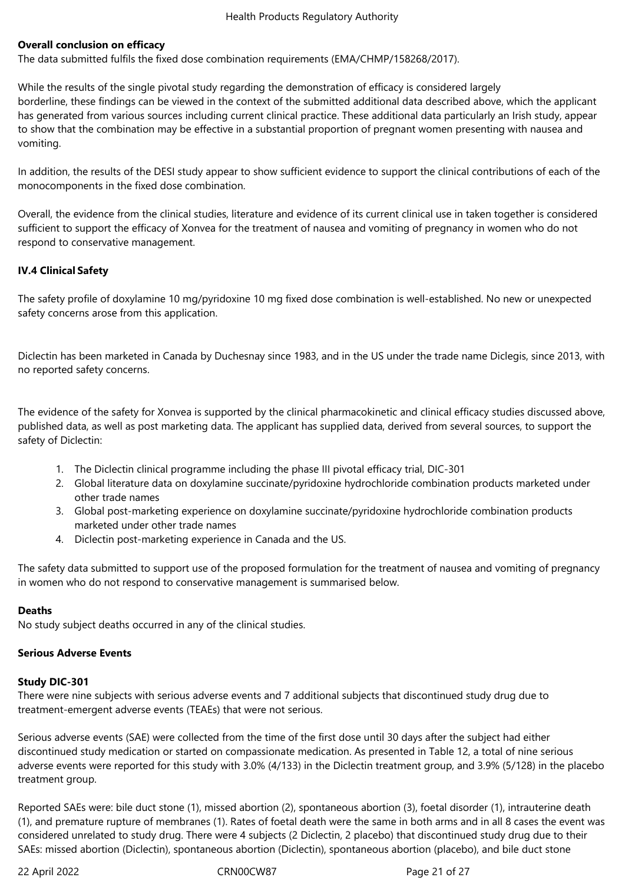**Overall conclusion on efficacy**

The data submitted fulfils the fixed dose combination requirements (EMA/CHMP/158268/2017).

While the results of the single pivotal study regarding the demonstration of efficacy is considered largely borderline, these findings can be viewed in the context of the submitted additional data described above, which the applicant has generated from various sources including current clinical practice. These additional data particularly an Irish study, appear to show that the combination may be effective in a substantial proportion of pregnant women presenting with nausea and vomiting.

In addition, the results of the DESI study appear to show sufficient evidence to support the clinical contributions of each of the monocomponents in the fixed dose combination.

Overall, the evidence from the clinical studies, literature and evidence of its current clinical use in taken together is considered sufficient to support the efficacy of Xonvea for the treatment of nausea and vomiting of pregnancy in women who do not respond to conservative management.

## IV.4 Clinical Safety

The safety profile of doxylamine 10 mg/pyridoxine 10 mg fixed dose combination is well-established. No new or unexpected safety concerns arose from this application.

Diclectin has been marketed in Canada by Duchesnay since 1983, and in the US under the trade name Diclegis, since 2013, with no reported safety concerns.

The evidence of the safety for Xonvea is supported by the clinical pharmacokinetic and clinical efficacy studies discussed above, published data, as well as post marketing data. The applicant has supplied data, derived from several sources, to support the safety of Diclectin:

1. The Diclectin clinical programme including the phase III pivotal efficacy trial, DIC-301
2. Global literature data on doxylamine succinate/pyridoxine hydrochloride combination products marketed under other trade names
3. Global post-marketing experience on doxylamine succinate/pyridoxine hydrochloride combination products marketed under other trade names
4. Diclectin post-marketing experience in Canada and the US.

The safety data submitted to support use of the proposed formulation for the treatment of nausea and vomiting of pregnancy in women who do not respond to conservative management is summarised below.

**Deaths**

No study subject deaths occurred in any of the clinical studies.

**Serious Adverse Events**

**Study DIC-301**

There were nine subjects with serious adverse events and 7 additional subjects that discontinued study drug due to treatment-emergent adverse events (TEAEs) that were not serious.

Serious adverse events (SAE) were collected from the time of the first dose until 30 days after the subject had either discontinued study medication or started on compassionate medication. As presented in Table 12, a total of nine serious adverse events were reported for this study with 3.0% (4/133) in the Diclectin treatment group, and 3.9% (5/128) in the placebo treatment group.

Reported SAEs were: bile duct stone (1), missed abortion (2), spontaneous abortion (3), foetal disorder (1), intrauterine death (1), and premature rupture of membranes (1). Rates of foetal death were the same in both arms and in all 8 cases the event was considered unrelated to study drug. There were 4 subjects (2 Diclectin, 2 placebo) that discontinued study drug due to their SAEs: missed abortion (Diclectin), spontaneous abortion (Diclectin), spontaneous abortion (placebo), and bile duct stone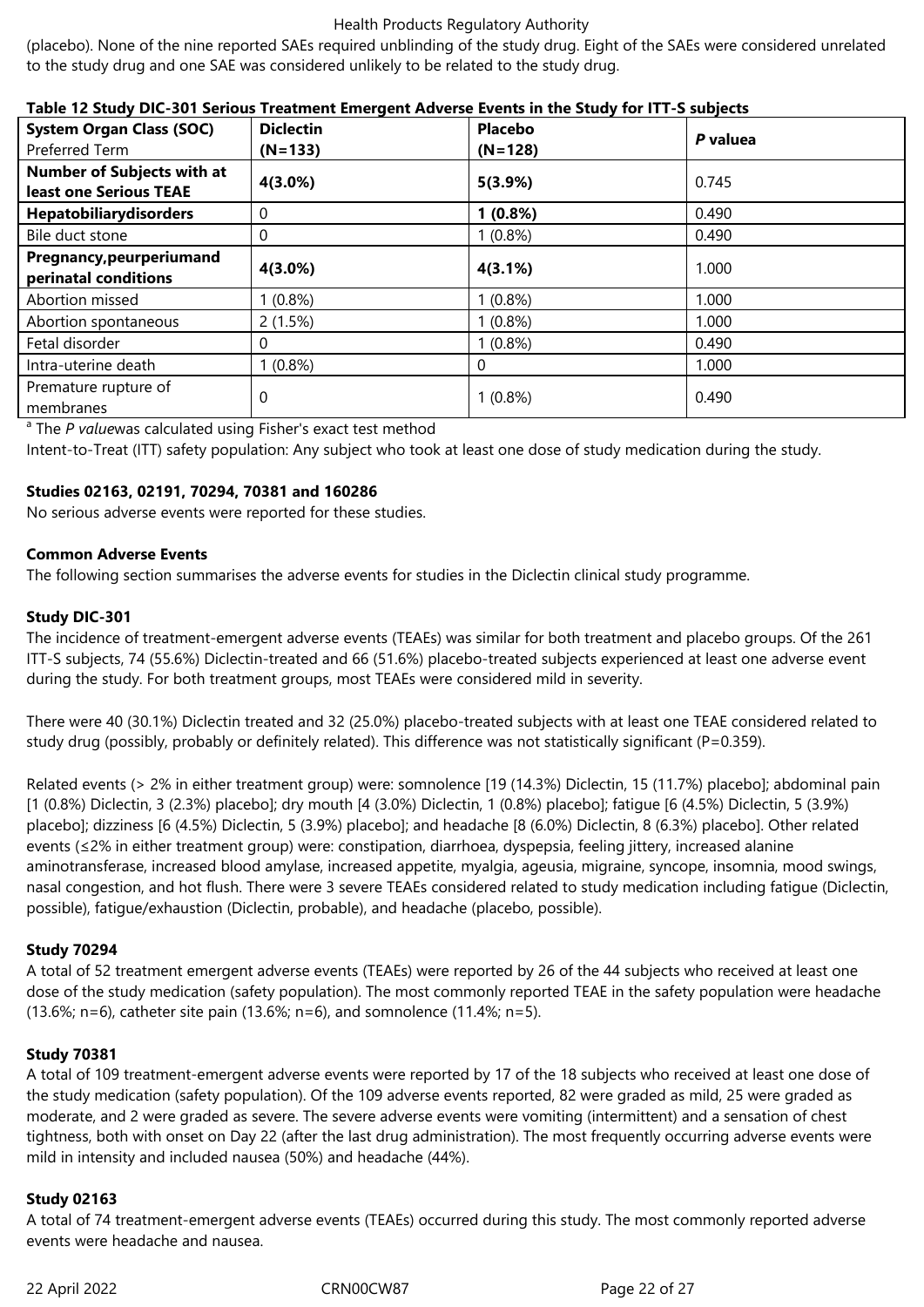(placebo). None of the nine reported SAEs required unblinding of the study drug. Eight of the SAEs were considered unrelated to the study drug and one SAE was considered unlikely to be related to the study drug.

**Table 12 Study DIC-301 Serious Treatment Emergent Adverse Events in the Study for ITT-S subjects**

| **System Organ Class (SOC)** Preferred Term | **Diclectin (N=133)** | **Placebo (N=128)** | ***P* valuea** |
|---|---|---|---|
| **Number of Subjects with at least one Serious TEAE** | **4(3.0%)** | **5(3.9%)** | 0.745 |
| **Hepatobiliarydisorders** | 0 | **1 (0.8%)** | 0.490 |
| Bile duct stone | 0 | 1 (0.8%) | 0.490 |
| **Pregnancy,peurperiumand perinatal conditions** | **4(3.0%)** | **4(3.1%)** | 1.000 |
| Abortion missed | 1 (0.8%) | 1 (0.8%) | 1.000 |
| Abortion spontaneous | 2 (1.5%) | 1 (0.8%) | 1.000 |
| Fetal disorder | 0 | 1 (0.8%) | 0.490 |
| Intra-uterine death | 1 (0.8%) | 0 | 1.000 |
| Premature rupture of membranes | 0 | 1 (0.8%) | 0.490 |

[a] The *P value*was calculated using Fisher's exact test method

Intent-to-Treat (ITT) safety population: Any subject who took at least one dose of study medication during the study.

**Studies 02163, 02191, 70294, 70381 and 160286**

No serious adverse events were reported for these studies.

**Common Adverse Events**

The following section summarises the adverse events for studies in the Diclectin clinical study programme.

**Study DIC-301**

The incidence of treatment-emergent adverse events (TEAEs) was similar for both treatment and placebo groups. Of the 261 ITT-S subjects, 74 (55.6%) Diclectin-treated and 66 (51.6%) placebo-treated subjects experienced at least one adverse event during the study. For both treatment groups, most TEAEs were considered mild in severity.

There were 40 (30.1%) Diclectin treated and 32 (25.0%) placebo-treated subjects with at least one TEAE considered related to study drug (possibly, probably or definitely related). This difference was not statistically significant (P=0.359).

Related events (> 2% in either treatment group) were: somnolence [19 (14.3%) Diclectin, 15 (11.7%) placebo]; abdominal pain [1 (0.8%) Diclectin, 3 (2.3%) placebo]; dry mouth [4 (3.0%) Diclectin, 1 (0.8%) placebo]; fatigue [6 (4.5%) Diclectin, 5 (3.9%) placebo]; dizziness [6 (4.5%) Diclectin, 5 (3.9%) placebo]; and headache [8 (6.0%) Diclectin, 8 (6.3%) placebo]. Other related events (≤2% in either treatment group) were: constipation, diarrhoea, dyspepsia, feeling jittery, increased alanine aminotransferase, increased blood amylase, increased appetite, myalgia, ageusia, migraine, syncope, insomnia, mood swings, nasal congestion, and hot flush. There were 3 severe TEAEs considered related to study medication including fatigue (Diclectin, possible), fatigue/exhaustion (Diclectin, probable), and headache (placebo, possible).

**Study 70294**

A total of 52 treatment emergent adverse events (TEAEs) were reported by 26 of the 44 subjects who received at least one dose of the study medication (safety population). The most commonly reported TEAE in the safety population were headache (13.6%; n=6), catheter site pain (13.6%; n=6), and somnolence (11.4%; n=5).

**Study 70381**

A total of 109 treatment-emergent adverse events were reported by 17 of the 18 subjects who received at least one dose of the study medication (safety population). Of the 109 adverse events reported, 82 were graded as mild, 25 were graded as moderate, and 2 were graded as severe. The severe adverse events were vomiting (intermittent) and a sensation of chest tightness, both with onset on Day 22 (after the last drug administration). The most frequently occurring adverse events were mild in intensity and included nausea (50%) and headache (44%).

**Study 02163**

A total of 74 treatment-emergent adverse events (TEAEs) occurred during this study. The most commonly reported adverse events were headache and nausea.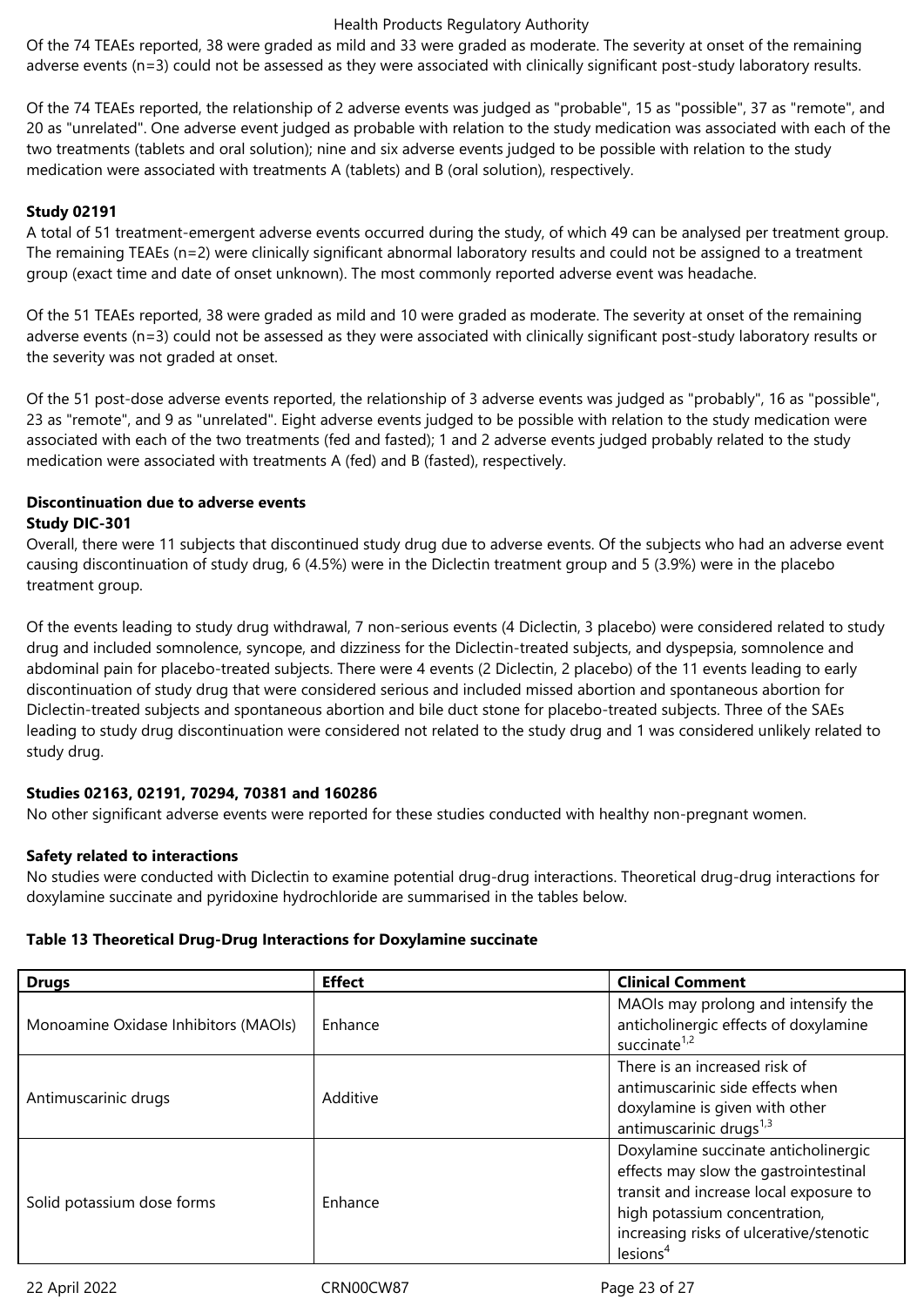Of the 74 TEAEs reported, 38 were graded as mild and 33 were graded as moderate. The severity at onset of the remaining adverse events (n=3) could not be assessed as they were associated with clinically significant post-study laboratory results.

Of the 74 TEAEs reported, the relationship of 2 adverse events was judged as "probable", 15 as "possible", 37 as "remote", and 20 as "unrelated". One adverse event judged as probable with relation to the study medication was associated with each of the two treatments (tablets and oral solution); nine and six adverse events judged to be possible with relation to the study medication were associated with treatments A (tablets) and B (oral solution), respectively.

**Study 02191**

A total of 51 treatment-emergent adverse events occurred during the study, of which 49 can be analysed per treatment group. The remaining TEAEs (n=2) were clinically significant abnormal laboratory results and could not be assigned to a treatment group (exact time and date of onset unknown). The most commonly reported adverse event was headache.

Of the 51 TEAEs reported, 38 were graded as mild and 10 were graded as moderate. The severity at onset of the remaining adverse events (n=3) could not be assessed as they were associated with clinically significant post-study laboratory results or the severity was not graded at onset.

Of the 51 post-dose adverse events reported, the relationship of 3 adverse events was judged as "probably", 16 as "possible", 23 as "remote", and 9 as "unrelated". Eight adverse events judged to be possible with relation to the study medication were associated with each of the two treatments (fed and fasted); 1 and 2 adverse events judged probably related to the study medication were associated with treatments A (fed) and B (fasted), respectively.

**Discontinuation due to adverse events**

**Study DIC-301**

Overall, there were 11 subjects that discontinued study drug due to adverse events. Of the subjects who had an adverse event causing discontinuation of study drug, 6 (4.5%) were in the Diclectin treatment group and 5 (3.9%) were in the placebo treatment group.

Of the events leading to study drug withdrawal, 7 non-serious events (4 Diclectin, 3 placebo) were considered related to study drug and included somnolence, syncope, and dizziness for the Diclectin-treated subjects, and dyspepsia, somnolence and abdominal pain for placebo-treated subjects. There were 4 events (2 Diclectin, 2 placebo) of the 11 events leading to early discontinuation of study drug that were considered serious and included missed abortion and spontaneous abortion for Diclectin-treated subjects and spontaneous abortion and bile duct stone for placebo-treated subjects. Three of the SAEs leading to study drug discontinuation were considered not related to the study drug and 1 was considered unlikely related to study drug.

**Studies 02163, 02191, 70294, 70381 and 160286**

No other significant adverse events were reported for these studies conducted with healthy non-pregnant women.

**Safety related to interactions**

No studies were conducted with Diclectin to examine potential drug-drug interactions. Theoretical drug-drug interactions for doxylamine succinate and pyridoxine hydrochloride are summarised in the tables below.

**Table 13 Theoretical Drug-Drug Interactions for Doxylamine succinate**

| **Drugs** | **Effect** | **Clinical Comment** |
|---|---|---|
| Monoamine Oxidase Inhibitors (MAOIs) | Enhance | MAOIs may prolong and intensify the anticholinergic effects of doxylamine succinate[1,2] |
| Antimuscarinic drugs | Additive | There is an increased risk of antimuscarinic side effects when doxylamine is given with other antimuscarinic drugs[1,3] |
| Solid potassium dose forms | Enhance | Doxylamine succinate anticholinergic effects may slow the gastrointestinal transit and increase local exposure to high potassium concentration, increasing risks of ulcerative/stenotic lesions[4] |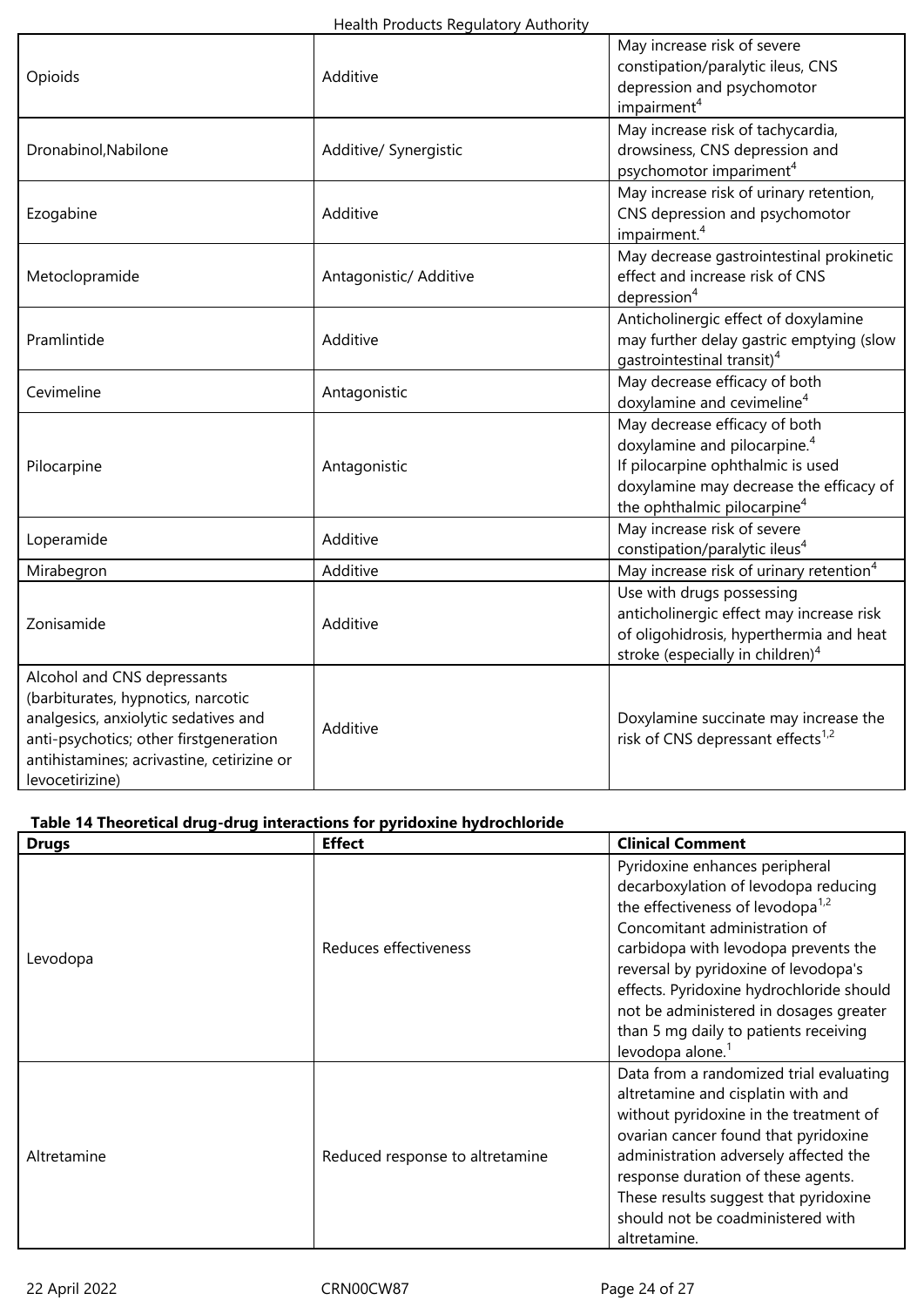| | | |
|---|---|---|
| Opioids | Additive | May increase risk of severe constipation/paralytic ileus, CNS depression and psychomotor impairment[4] |
| Dronabinol,Nabilone | Additive/ Synergistic | May increase risk of tachycardia, drowsiness, CNS depression and psychomotor impariment[4] |
| Ezogabine | Additive | May increase risk of urinary retention, CNS depression and psychomotor impairment.[4] |
| Metoclopramide | Antagonistic/ Additive | May decrease gastrointestinal prokinetic effect and increase risk of CNS depression[4] |
| Pramlintide | Additive | Anticholinergic effect of doxylamine may further delay gastric emptying (slow gastrointestinal transit)[4] |
| Cevimeline | Antagonistic | May decrease efficacy of both doxylamine and cevimeline[4] |
| Pilocarpine | Antagonistic | May decrease efficacy of both doxylamine and pilocarpine.[4] If pilocarpine ophthalmic is used doxylamine may decrease the efficacy of the ophthalmic pilocarpine[4] |
| Loperamide | Additive | May increase risk of severe constipation/paralytic ileus[4] |
| Mirabegron | Additive | May increase risk of urinary retention[4] |
| Zonisamide | Additive | Use with drugs possessing anticholinergic effect may increase risk of oligohidrosis, hyperthermia and heat stroke (especially in children)[4] |
| Alcohol and CNS depressants (barbiturates, hypnotics, narcotic analgesics, anxiolytic sedatives and anti-psychotics; other firstgeneration antihistamines; acrivastine, cetirizine or levocetirizine) | Additive | Doxylamine succinate may increase the risk of CNS depressant effects[1,2] |

**Table 14 Theoretical drug-drug interactions for pyridoxine hydrochloride**

| Drugs | Effect | Clinical Comment |
|---|---|---|
| Levodopa | Reduces effectiveness | Pyridoxine enhances peripheral decarboxylation of levodopa reducing the effectiveness of levodopa[1,2] Concomitant administration of carbidopa with levodopa prevents the reversal by pyridoxine of levodopa's effects. Pyridoxine hydrochloride should not be administered in dosages greater than 5 mg daily to patients receiving levodopa alone.[1] |
| Altretamine | Reduced response to altretamine | Data from a randomized trial evaluating altretamine and cisplatin with and without pyridoxine in the treatment of ovarian cancer found that pyridoxine administration adversely affected the response duration of these agents. These results suggest that pyridoxine should not be coadministered with altretamine. |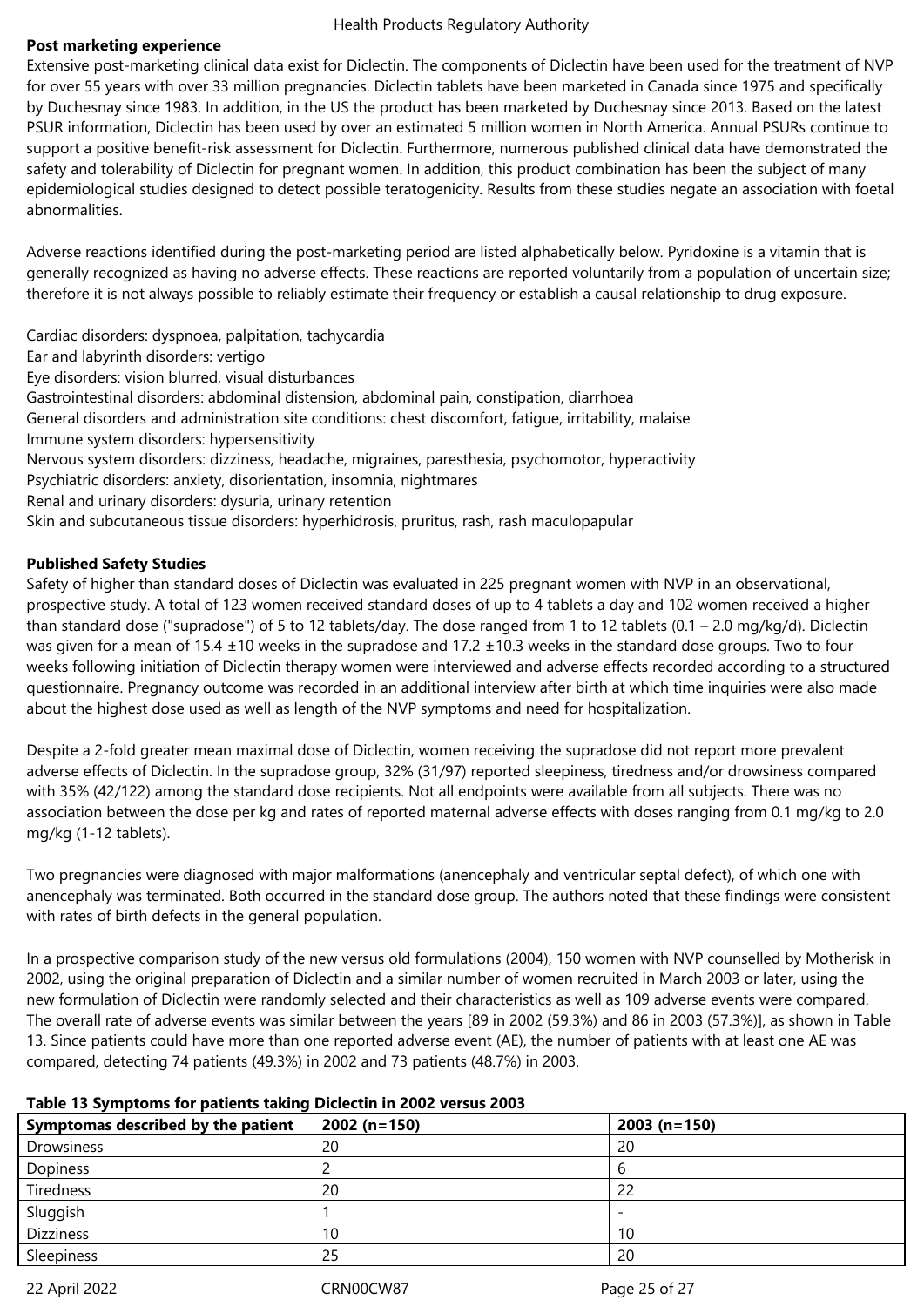**Post marketing experience**

Extensive post-marketing clinical data exist for Diclectin. The components of Diclectin have been used for the treatment of NVP for over 55 years with over 33 million pregnancies. Diclectin tablets have been marketed in Canada since 1975 and specifically by Duchesnay since 1983. In addition, in the US the product has been marketed by Duchesnay since 2013. Based on the latest PSUR information, Diclectin has been used by over an estimated 5 million women in North America. Annual PSURs continue to support a positive benefit-risk assessment for Diclectin. Furthermore, numerous published clinical data have demonstrated the safety and tolerability of Diclectin for pregnant women. In addition, this product combination has been the subject of many epidemiological studies designed to detect possible teratogenicity. Results from these studies negate an association with foetal abnormalities.

Adverse reactions identified during the post-marketing period are listed alphabetically below. Pyridoxine is a vitamin that is generally recognized as having no adverse effects. These reactions are reported voluntarily from a population of uncertain size; therefore it is not always possible to reliably estimate their frequency or establish a causal relationship to drug exposure.

Cardiac disorders: dyspnoea, palpitation, tachycardia
Ear and labyrinth disorders: vertigo
Eye disorders: vision blurred, visual disturbances
Gastrointestinal disorders: abdominal distension, abdominal pain, constipation, diarrhoea
General disorders and administration site conditions: chest discomfort, fatigue, irritability, malaise
Immune system disorders: hypersensitivity
Nervous system disorders: dizziness, headache, migraines, paresthesia, psychomotor, hyperactivity
Psychiatric disorders: anxiety, disorientation, insomnia, nightmares
Renal and urinary disorders: dysuria, urinary retention
Skin and subcutaneous tissue disorders: hyperhidrosis, pruritus, rash, rash maculopapular

**Published Safety Studies**

Safety of higher than standard doses of Diclectin was evaluated in 225 pregnant women with NVP in an observational, prospective study. A total of 123 women received standard doses of up to 4 tablets a day and 102 women received a higher than standard dose ("supradose") of 5 to 12 tablets/day. The dose ranged from 1 to 12 tablets (0.1 – 2.0 mg/kg/d). Diclectin was given for a mean of 15.4 ±10 weeks in the supradose and 17.2 ±10.3 weeks in the standard dose groups. Two to four weeks following initiation of Diclectin therapy women were interviewed and adverse effects recorded according to a structured questionnaire. Pregnancy outcome was recorded in an additional interview after birth at which time inquiries were also made about the highest dose used as well as length of the NVP symptoms and need for hospitalization.

Despite a 2-fold greater mean maximal dose of Diclectin, women receiving the supradose did not report more prevalent adverse effects of Diclectin. In the supradose group, 32% (31/97) reported sleepiness, tiredness and/or drowsiness compared with 35% (42/122) among the standard dose recipients. Not all endpoints were available from all subjects. There was no association between the dose per kg and rates of reported maternal adverse effects with doses ranging from 0.1 mg/kg to 2.0 mg/kg (1-12 tablets).

Two pregnancies were diagnosed with major malformations (anencephaly and ventricular septal defect), of which one with anencephaly was terminated. Both occurred in the standard dose group. The authors noted that these findings were consistent with rates of birth defects in the general population.

In a prospective comparison study of the new versus old formulations (2004), 150 women with NVP counselled by Motherisk in 2002, using the original preparation of Diclectin and a similar number of women recruited in March 2003 or later, using the new formulation of Diclectin were randomly selected and their characteristics as well as 109 adverse events were compared. The overall rate of adverse events was similar between the years [89 in 2002 (59.3%) and 86 in 2003 (57.3%)], as shown in Table 13. Since patients could have more than one reported adverse event (AE), the number of patients with at least one AE was compared, detecting 74 patients (49.3%) in 2002 and 73 patients (48.7%) in 2003.

**Table 13 Symptoms for patients taking Diclectin in 2002 versus 2003**

| Symptomas described by the patient | 2002 (n=150) | 2003 (n=150) |
|---|---|---|
| Drowsiness | 20 | 20 |
| Dopiness | 2 | 6 |
| Tiredness | 20 | 22 |
| Sluggish | 1 | - |
| Dizziness | 10 | 10 |
| Sleepiness | 25 | 20 |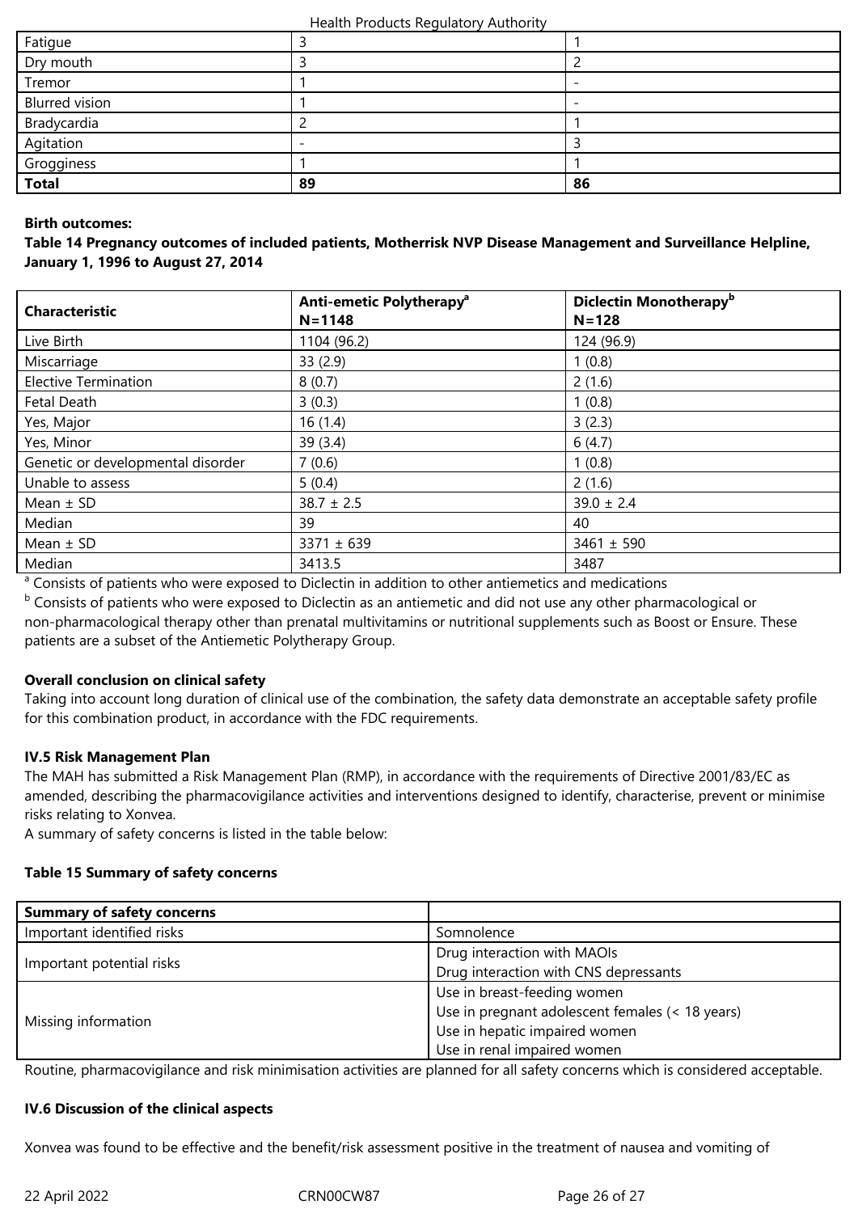| Fatigue | 3 | 1 |
|---|---|---|
| Dry mouth | 3 | 2 |
| Tremor | 1 | - |
| Blurred vision | 1 | - |
| Bradycardia | 2 | 1 |
| Agitation | - | 3 |
| Grogginess | 1 | 1 |
| **Total** | **89** | **86** |

**Birth outcomes:**

**Table 14 Pregnancy outcomes of included patients, Motherrisk NVP Disease Management and Surveillance Helpline, January 1, 1996 to August 27, 2014**

| Characteristic | Anti-emetic Polytherapy[a] N=1148 | Diclectin Monotherapy[b] N=128 |
|---|---|---|
| Live Birth | 1104 (96.2) | 124 (96.9) |
| Miscarriage | 33 (2.9) | 1 (0.8) |
| Elective Termination | 8 (0.7) | 2 (1.6) |
| Fetal Death | 3 (0.3) | 1 (0.8) |
| Yes, Major | 16 (1.4) | 3 (2.3) |
| Yes, Minor | 39 (3.4) | 6 (4.7) |
| Genetic or developmental disorder | 7 (0.6) | 1 (0.8) |
| Unable to assess | 5 (0.4) | 2 (1.6) |
| Mean ± SD | 38.7 ± 2.5 | 39.0 ± 2.4 |
| Median | 39 | 40 |
| Mean ± SD | 3371 ± 639 | 3461 ± 590 |
| Median | 3413.5 | 3487 |

[a] Consists of patients who were exposed to Diclectin in addition to other antiemetics and medications

[b] Consists of patients who were exposed to Diclectin as an antiemetic and did not use any other pharmacological or non-pharmacological therapy other than prenatal multivitamins or nutritional supplements such as Boost or Ensure. These patients are a subset of the Antiemetic Polytherapy Group.

**Overall conclusion on clinical safety**

Taking into account long duration of clinical use of the combination, the safety data demonstrate an acceptable safety profile for this combination product, in accordance with the FDC requirements.

**IV.5 Risk Management Plan**

The MAH has submitted a Risk Management Plan (RMP), in accordance with the requirements of Directive 2001/83/EC as amended, describing the pharmacovigilance activities and interventions designed to identify, characterise, prevent or minimise risks relating to Xonvea.

A summary of safety concerns is listed in the table below:

**Table 15 Summary of safety concerns**

| Summary of safety concerns | |
|---|---|
| Important identified risks | Somnolence |
| Important potential risks | Drug interaction with MAOIs<br>Drug interaction with CNS depressants |
| Missing information | Use in breast-feeding women<br>Use in pregnant adolescent females (< 18 years)<br>Use in hepatic impaired women<br>Use in renal impaired women |

Routine, pharmacovigilance and risk minimisation activities are planned for all safety concerns which is considered acceptable.

**IV.6 Discussion of the clinical aspects**

Xonvea was found to be effective and the benefit/risk assessment positive in the treatment of nausea and vomiting of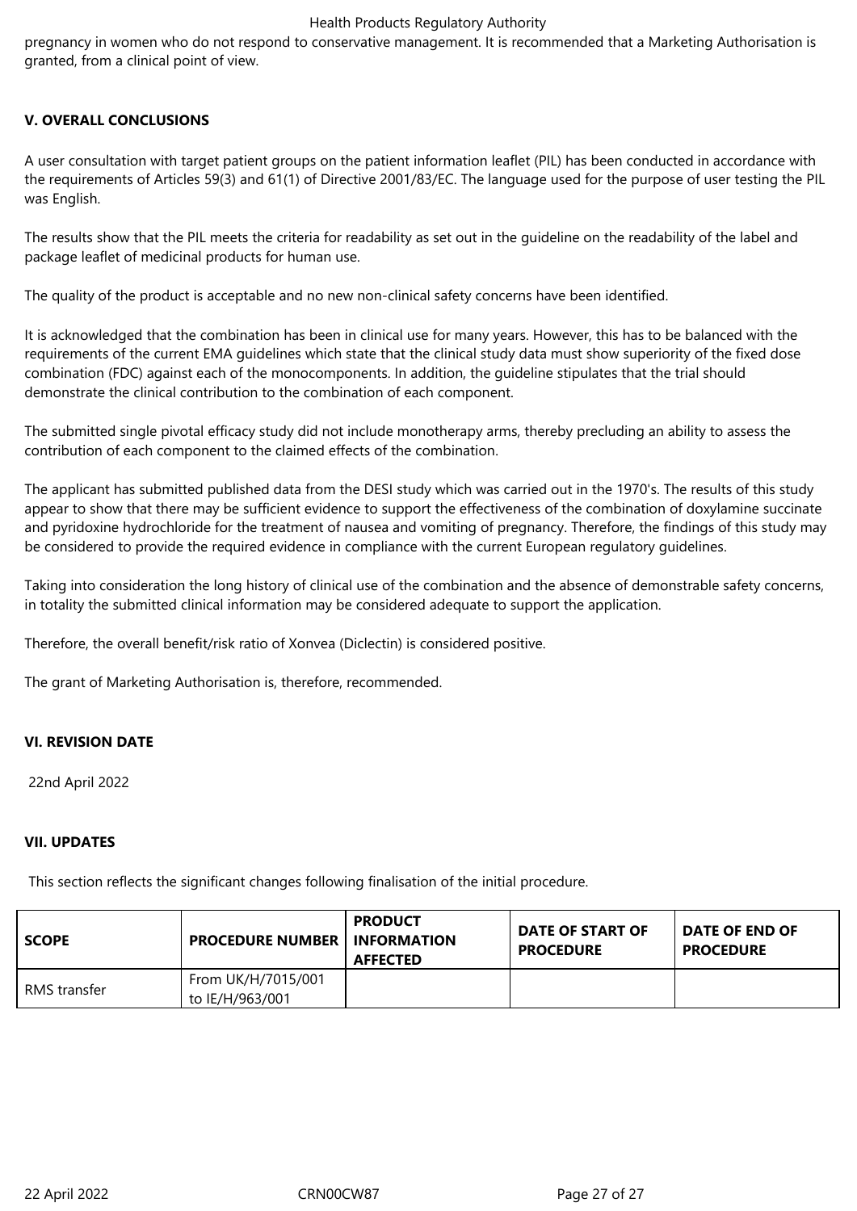pregnancy in women who do not respond to conservative management. It is recommended that a Marketing Authorisation is granted, from a clinical point of view.

## V. OVERALL CONCLUSIONS

A user consultation with target patient groups on the patient information leaflet (PIL) has been conducted in accordance with the requirements of Articles 59(3) and 61(1) of Directive 2001/83/EC. The language used for the purpose of user testing the PIL was English.

The results show that the PIL meets the criteria for readability as set out in the guideline on the readability of the label and package leaflet of medicinal products for human use.

The quality of the product is acceptable and no new non-clinical safety concerns have been identified.

It is acknowledged that the combination has been in clinical use for many years. However, this has to be balanced with the requirements of the current EMA guidelines which state that the clinical study data must show superiority of the fixed dose combination (FDC) against each of the monocomponents. In addition, the guideline stipulates that the trial should demonstrate the clinical contribution to the combination of each component.

The submitted single pivotal efficacy study did not include monotherapy arms, thereby precluding an ability to assess the contribution of each component to the claimed effects of the combination.

The applicant has submitted published data from the DESI study which was carried out in the 1970's. The results of this study appear to show that there may be sufficient evidence to support the effectiveness of the combination of doxylamine succinate and pyridoxine hydrochloride for the treatment of nausea and vomiting of pregnancy. Therefore, the findings of this study may be considered to provide the required evidence in compliance with the current European regulatory guidelines.

Taking into consideration the long history of clinical use of the combination and the absence of demonstrable safety concerns, in totality the submitted clinical information may be considered adequate to support the application.

Therefore, the overall benefit/risk ratio of Xonvea (Diclectin) is considered positive.

The grant of Marketing Authorisation is, therefore, recommended.

## VI. REVISION DATE

22nd April 2022

## VII. UPDATES

This section reflects the significant changes following finalisation of the initial procedure.

| SCOPE | PROCEDURE NUMBER | PRODUCT INFORMATION AFFECTED | DATE OF START OF PROCEDURE | DATE OF END OF PROCEDURE |
|---|---|---|---|---|
| RMS transfer | From UK/H/7015/001 to IE/H/963/001 | | | |